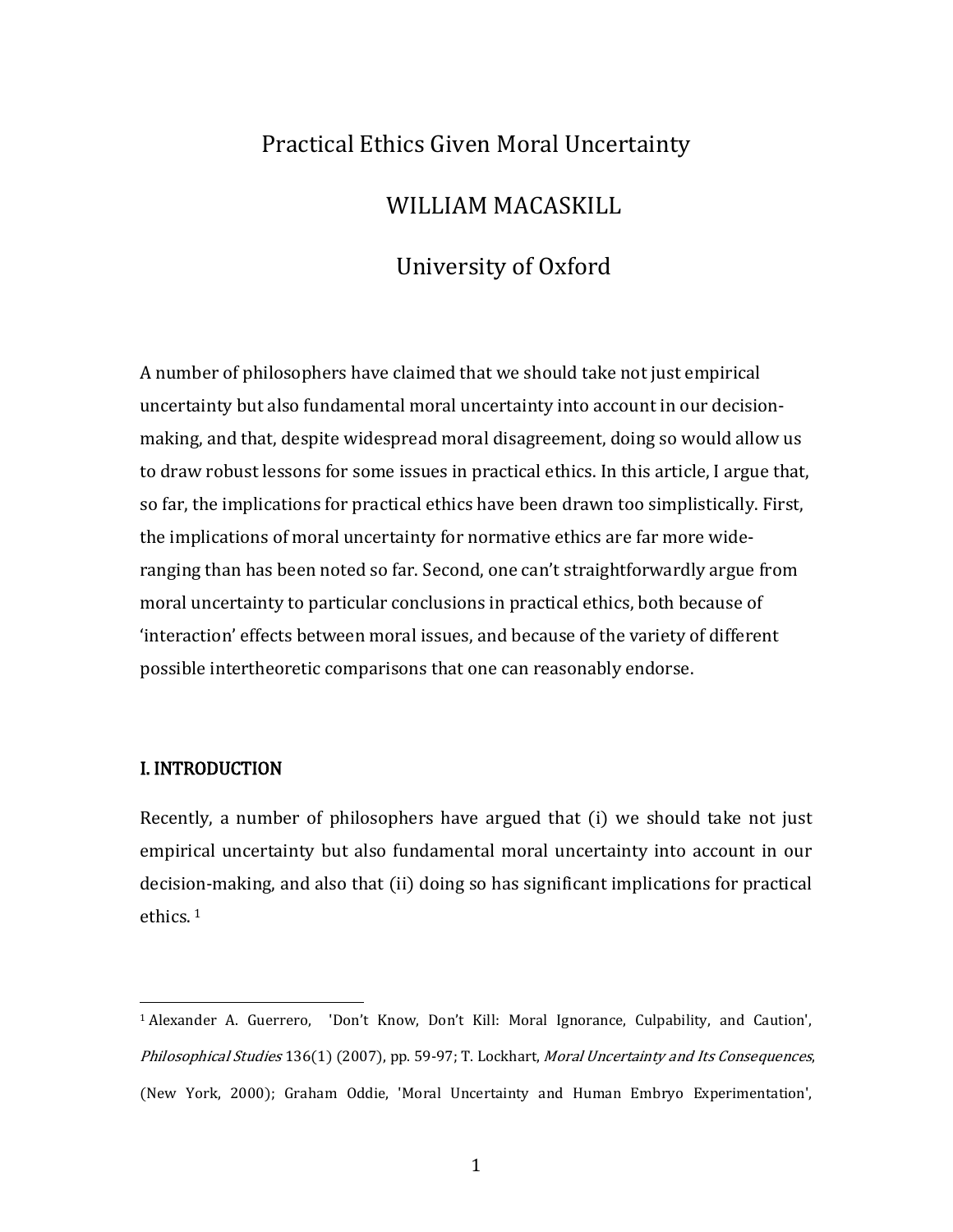# Practical Ethics Given Moral Uncertainty

WILLIAM MACASKILL

University of Oxford

A number of philosophers have claimed that we should take not just empirical uncertainty but also fundamental moral uncertainty into account in our decision-making, and that, despite widespread moral disagreement, doing so would allow us to draw robust lessons for some issues in practical ethics. In this article, I argue that, so far, the implications for practical ethics have been drawn too simplistically. First, the implications of moral uncertainty for normative ethics are far more wide-ranging than has been noted so far. Second, one can't straightforwardly argue from moral uncertainty to particular conclusions in practical ethics, both because of 'interaction' effects between moral issues, and because of the variety of different possible intertheoretic comparisons that one can reasonably endorse.

## I. INTRODUCTION

Recently, a number of philosophers have argued that (i) we should take not just empirical uncertainty but also fundamental moral uncertainty into account in our decision-making, and also that (ii) doing so has significant implications for practical ethics. [1]

---

[1] Alexander A. Guerrero, 'Don't Know, Don't Kill: Moral Ignorance, Culpability, and Caution', *Philosophical Studies* 136(1) (2007), pp. 59-97; T. Lockhart, *Moral Uncertainty and Its Consequences*, (New York, 2000); Graham Oddie, 'Moral Uncertainty and Human Embryo Experimentation',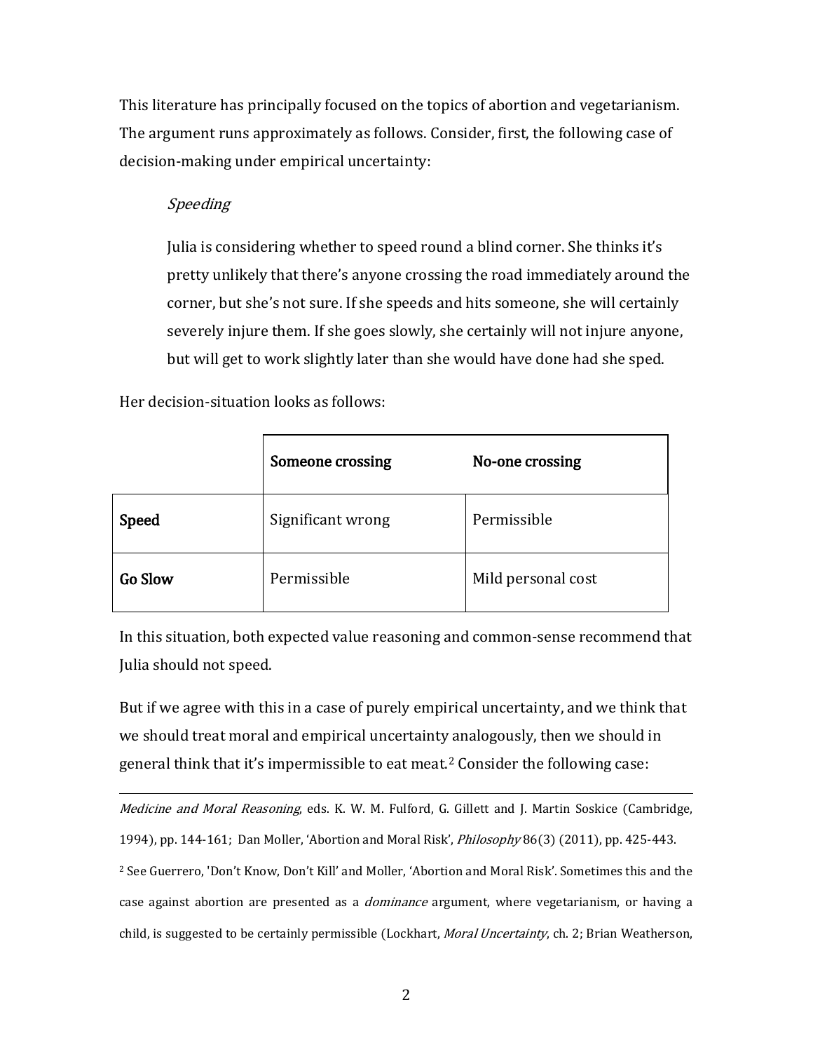This literature has principally focused on the topics of abortion and vegetarianism. The argument runs approximately as follows. Consider, first, the following case of decision-making under empirical uncertainty:

> *Speeding*
>
> Julia is considering whether to speed round a blind corner. She thinks it's pretty unlikely that there's anyone crossing the road immediately around the corner, but she's not sure. If she speeds and hits someone, she will certainly severely injure them. If she goes slowly, she certainly will not injure anyone, but will get to work slightly later than she would have done had she sped.

Her decision-situation looks as follows:

| | **Someone crossing** | **No-one crossing** |
|---|---|---|
| **Speed** | Significant wrong | Permissible |
| **Go Slow** | Permissible | Mild personal cost |

In this situation, both expected value reasoning and common-sense recommend that Julia should not speed.

But if we agree with this in a case of purely empirical uncertainty, and we think that we should treat moral and empirical uncertainty analogously, then we should in general think that it's impermissible to eat meat.[2] Consider the following case:

---

*Medicine and Moral Reasoning*, eds. K. W. M. Fulford, G. Gillett and J. Martin Soskice (Cambridge, 1994), pp. 144-161; Dan Moller, 'Abortion and Moral Risk', *Philosophy* 86(3) (2011), pp. 425-443.

[2] See Guerrero, 'Don't Know, Don't Kill' and Moller, 'Abortion and Moral Risk'. Sometimes this and the case against abortion are presented as a *dominance* argument, where vegetarianism, or having a child, is suggested to be certainly permissible (Lockhart, *Moral Uncertainty*, ch. 2; Brian Weatherson,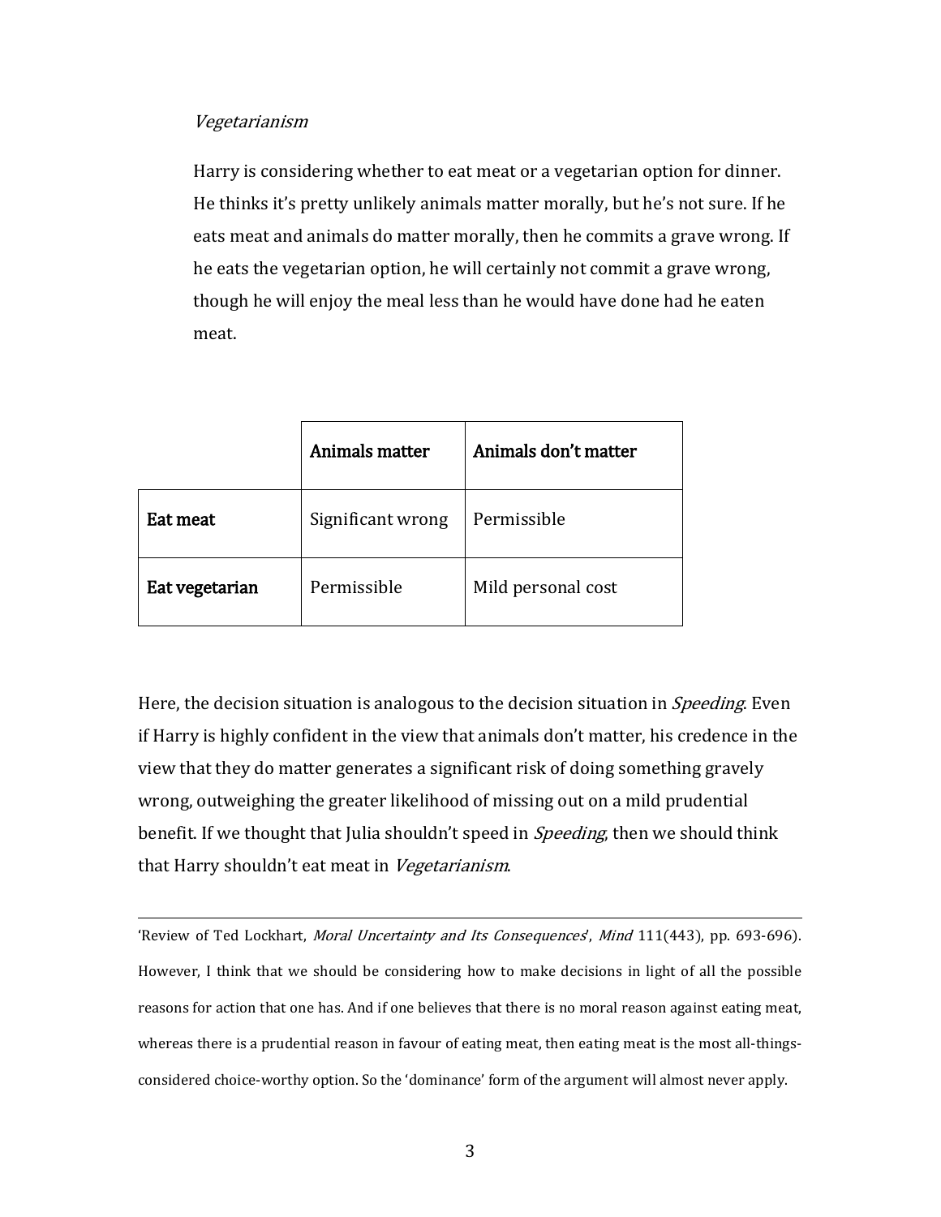*Vegetarianism*

> Harry is considering whether to eat meat or a vegetarian option for dinner. He thinks it's pretty unlikely animals matter morally, but he's not sure. If he eats meat and animals do matter morally, then he commits a grave wrong. If he eats the vegetarian option, he will certainly not commit a grave wrong, though he will enjoy the meal less than he would have done had he eaten meat.

| | **Animals matter** | **Animals don't matter** |
|---|---|---|
| **Eat meat** | Significant wrong | Permissible |
| **Eat vegetarian** | Permissible | Mild personal cost |

Here, the decision situation is analogous to the decision situation in *Speeding*. Even if Harry is highly confident in the view that animals don't matter, his credence in the view that they do matter generates a significant risk of doing something gravely wrong, outweighing the greater likelihood of missing out on a mild prudential benefit. If we thought that Julia shouldn't speed in *Speeding*, then we should think that Harry shouldn't eat meat in *Vegetarianism*.

---

'Review of Ted Lockhart, *Moral Uncertainty and Its Consequences*', *Mind* 111(443), pp. 693-696). However, I think that we should be considering how to make decisions in light of all the possible reasons for action that one has. And if one believes that there is no moral reason against eating meat, whereas there is a prudential reason in favour of eating meat, then eating meat is the most all-things-considered choice-worthy option. So the 'dominance' form of the argument will almost never apply.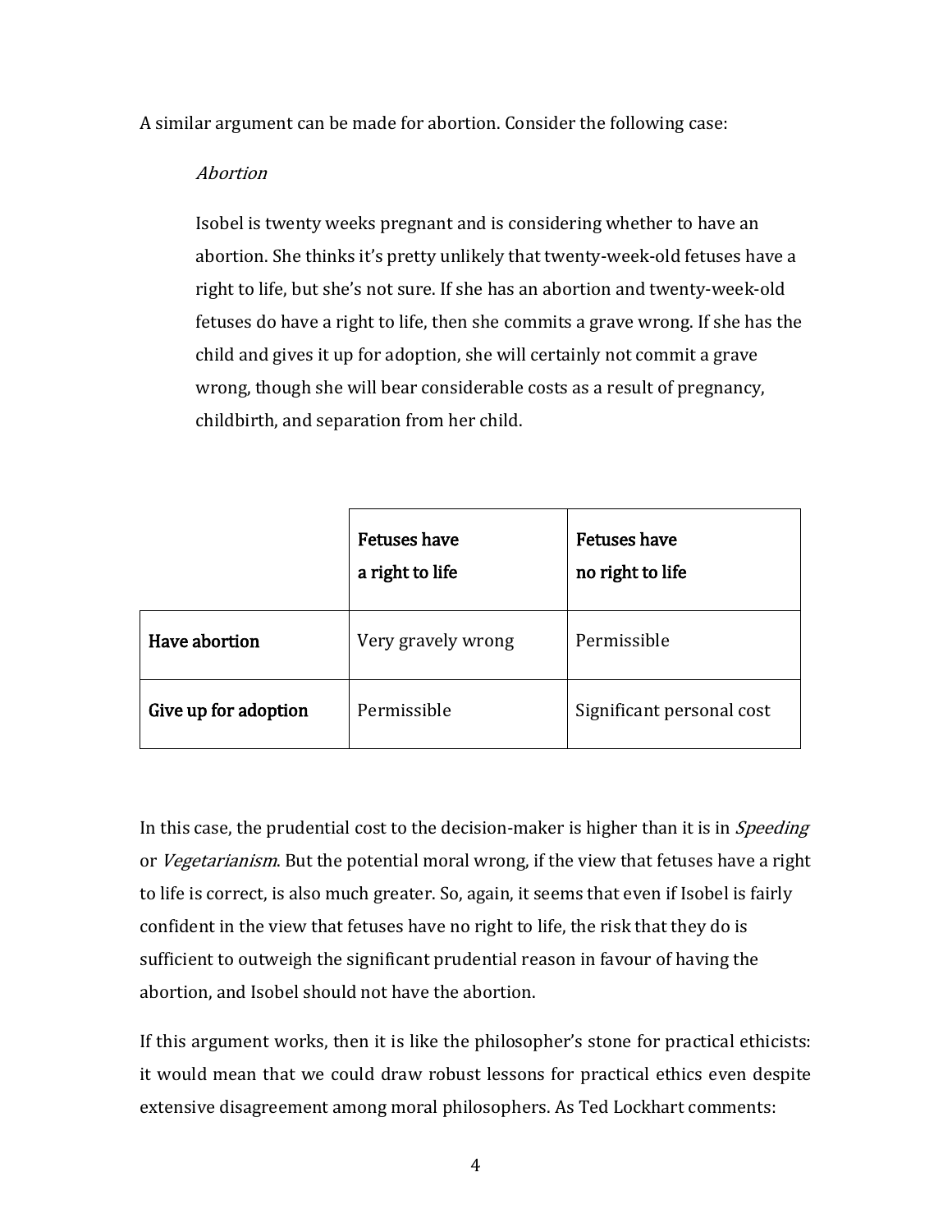A similar argument can be made for abortion. Consider the following case:

> *Abortion*
>
> Isobel is twenty weeks pregnant and is considering whether to have an abortion. She thinks it's pretty unlikely that twenty-week-old fetuses have a right to life, but she's not sure. If she has an abortion and twenty-week-old fetuses do have a right to life, then she commits a grave wrong. If she has the child and gives it up for adoption, she will certainly not commit a grave wrong, though she will bear considerable costs as a result of pregnancy, childbirth, and separation from her child.

| | **Fetuses have a right to life** | **Fetuses have no right to life** |
|---|---|---|
| **Have abortion** | Very gravely wrong | Permissible |
| **Give up for adoption** | Permissible | Significant personal cost |

In this case, the prudential cost to the decision-maker is higher than it is in *Speeding* or *Vegetarianism*. But the potential moral wrong, if the view that fetuses have a right to life is correct, is also much greater. So, again, it seems that even if Isobel is fairly confident in the view that fetuses have no right to life, the risk that they do is sufficient to outweigh the significant prudential reason in favour of having the abortion, and Isobel should not have the abortion.

If this argument works, then it is like the philosopher's stone for practical ethicists: it would mean that we could draw robust lessons for practical ethics even despite extensive disagreement among moral philosophers. As Ted Lockhart comments: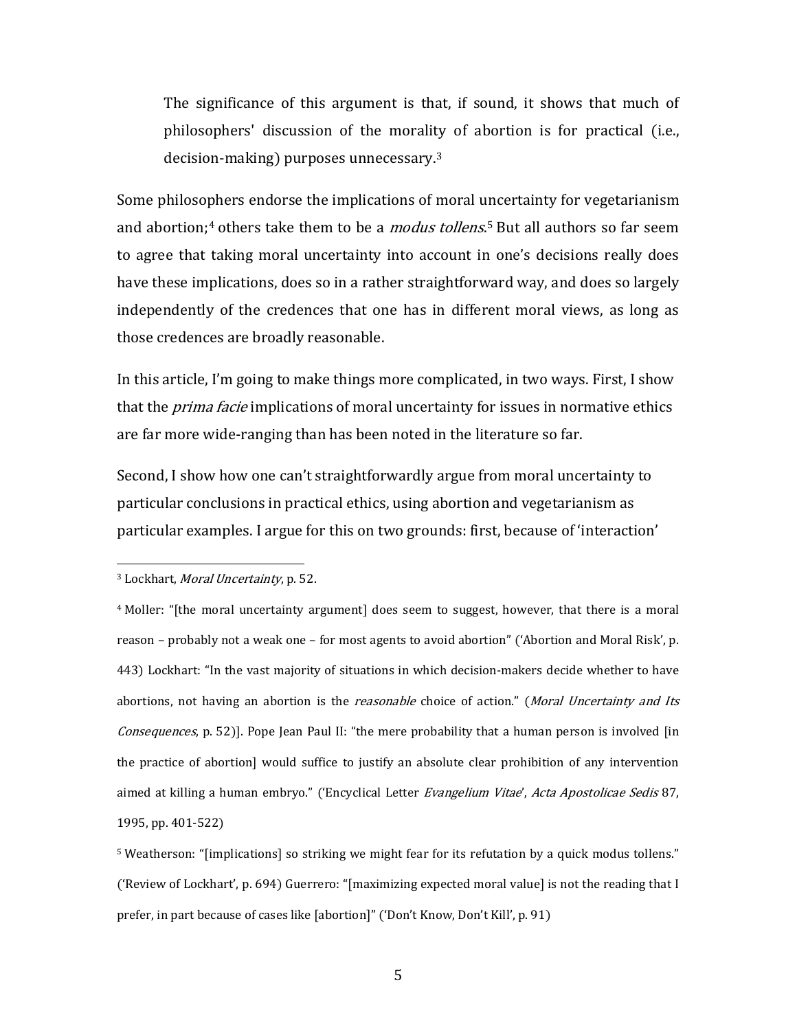> The significance of this argument is that, if sound, it shows that much of philosophers' discussion of the morality of abortion is for practical (i.e., decision-making) purposes unnecessary.[3]

Some philosophers endorse the implications of moral uncertainty for vegetarianism and abortion;[4] others take them to be a *modus tollens*.[5] But all authors so far seem to agree that taking moral uncertainty into account in one's decisions really does have these implications, does so in a rather straightforward way, and does so largely independently of the credences that one has in different moral views, as long as those credences are broadly reasonable.

In this article, I'm going to make things more complicated, in two ways. First, I show that the *prima facie* implications of moral uncertainty for issues in normative ethics are far more wide-ranging than has been noted in the literature so far.

Second, I show how one can't straightforwardly argue from moral uncertainty to particular conclusions in practical ethics, using abortion and vegetarianism as particular examples. I argue for this on two grounds: first, because of 'interaction'

---

[3] Lockhart, *Moral Uncertainty*, p. 52.

[4] Moller: "[the moral uncertainty argument] does seem to suggest, however, that there is a moral reason – probably not a weak one – for most agents to avoid abortion" ('Abortion and Moral Risk', p. 443) Lockhart: "In the vast majority of situations in which decision-makers decide whether to have abortions, not having an abortion is the *reasonable* choice of action." (*Moral Uncertainty and Its Consequences*, p. 52)]. Pope Jean Paul II: "the mere probability that a human person is involved [in the practice of abortion] would suffice to justify an absolute clear prohibition of any intervention aimed at killing a human embryo." ('Encyclical Letter *Evangelium Vitae*', *Acta Apostolicae Sedis* 87, 1995, pp. 401-522)

[5] Weatherson: "[implications] so striking we might fear for its refutation by a quick modus tollens." ('Review of Lockhart', p. 694) Guerrero: "[maximizing expected moral value] is not the reading that I prefer, in part because of cases like [abortion]" ('Don't Know, Don't Kill', p. 91)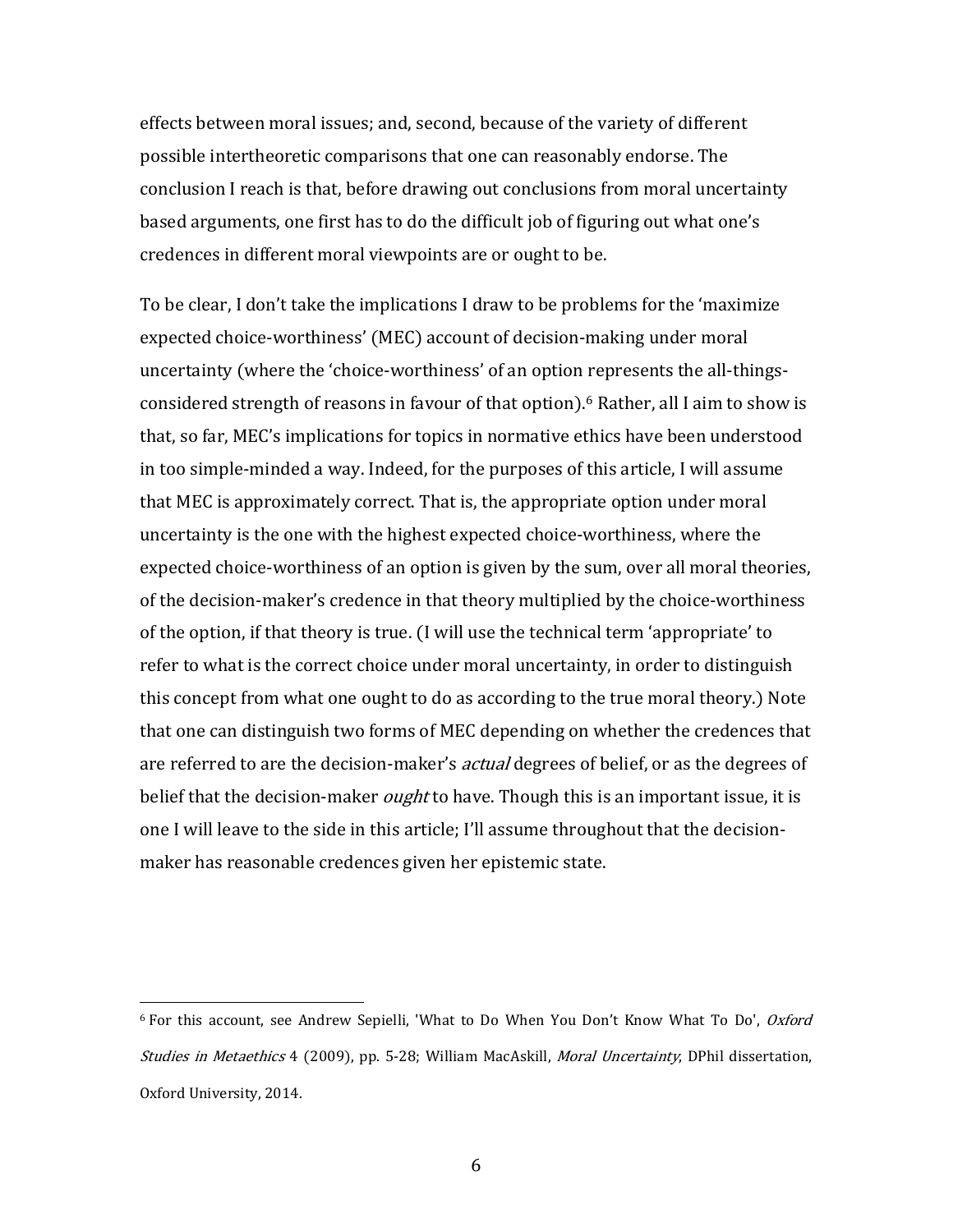effects between moral issues; and, second, because of the variety of different possible intertheoretic comparisons that one can reasonably endorse. The conclusion I reach is that, before drawing out conclusions from moral uncertainty based arguments, one first has to do the difficult job of figuring out what one's credences in different moral viewpoints are or ought to be.

To be clear, I don't take the implications I draw to be problems for the 'maximize expected choice-worthiness' (MEC) account of decision-making under moral uncertainty (where the 'choice-worthiness' of an option represents the all-things-considered strength of reasons in favour of that option).[6] Rather, all I aim to show is that, so far, MEC's implications for topics in normative ethics have been understood in too simple-minded a way. Indeed, for the purposes of this article, I will assume that MEC is approximately correct. That is, the appropriate option under moral uncertainty is the one with the highest expected choice-worthiness, where the expected choice-worthiness of an option is given by the sum, over all moral theories, of the decision-maker's credence in that theory multiplied by the choice-worthiness of the option, if that theory is true. (I will use the technical term 'appropriate' to refer to what is the correct choice under moral uncertainty, in order to distinguish this concept from what one ought to do as according to the true moral theory.) Note that one can distinguish two forms of MEC depending on whether the credences that are referred to are the decision-maker's *actual* degrees of belief, or as the degrees of belief that the decision-maker *ought* to have. Though this is an important issue, it is one I will leave to the side in this article; I'll assume throughout that the decision-maker has reasonable credences given her epistemic state.

---

[6] For this account, see Andrew Sepielli, 'What to Do When You Don't Know What To Do', *Oxford Studies in Metaethics* 4 (2009), pp. 5-28; William MacAskill, *Moral Uncertainty*, DPhil dissertation, Oxford University, 2014.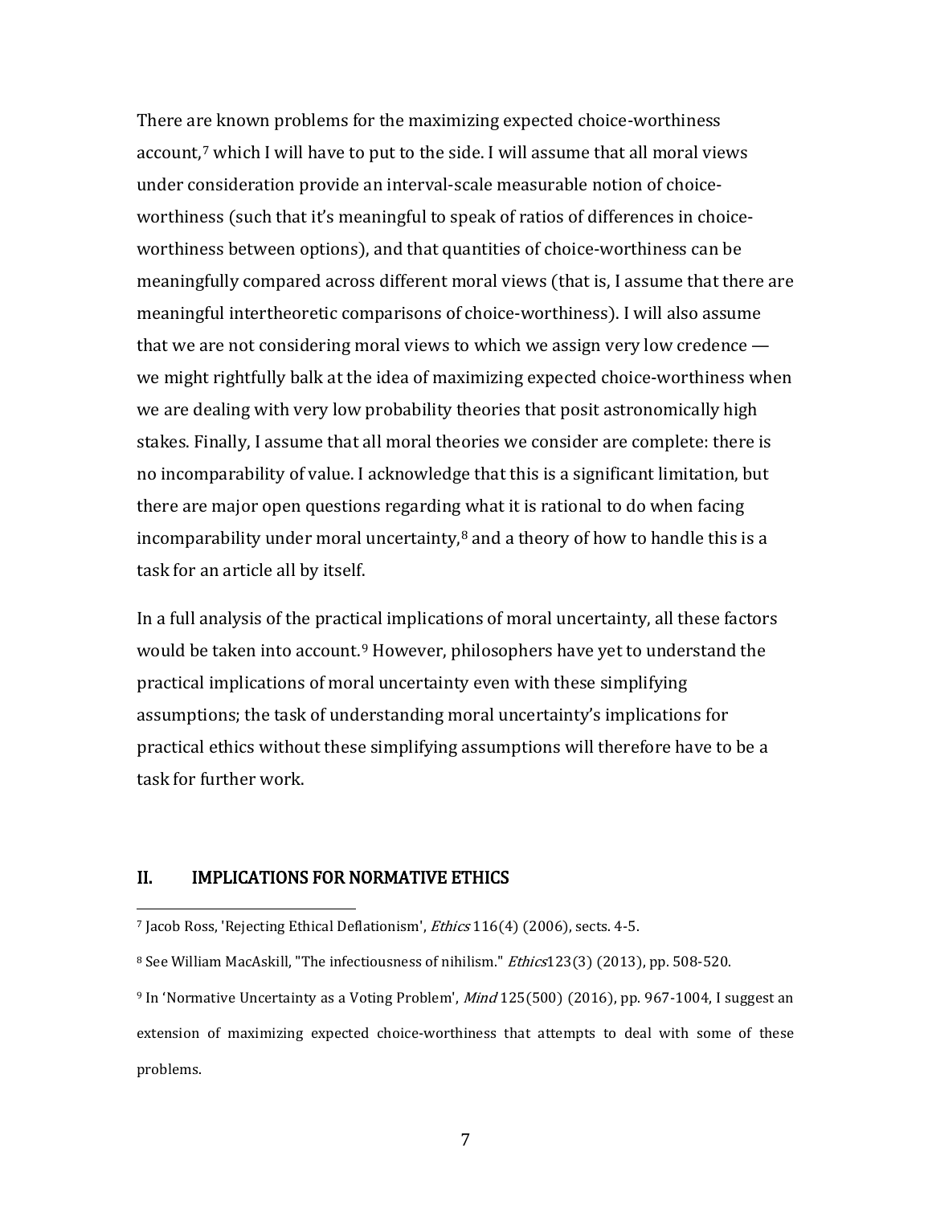There are known problems for the maximizing expected choice-worthiness account,[7] which I will have to put to the side. I will assume that all moral views under consideration provide an interval-scale measurable notion of choice-worthiness (such that it's meaningful to speak of ratios of differences in choice-worthiness between options), and that quantities of choice-worthiness can be meaningfully compared across different moral views (that is, I assume that there are meaningful intertheoretic comparisons of choice-worthiness). I will also assume that we are not considering moral views to which we assign very low credence — we might rightfully balk at the idea of maximizing expected choice-worthiness when we are dealing with very low probability theories that posit astronomically high stakes. Finally, I assume that all moral theories we consider are complete: there is no incomparability of value. I acknowledge that this is a significant limitation, but there are major open questions regarding what it is rational to do when facing incomparability under moral uncertainty,[8] and a theory of how to handle this is a task for an article all by itself.

In a full analysis of the practical implications of moral uncertainty, all these factors would be taken into account.[9] However, philosophers have yet to understand the practical implications of moral uncertainty even with these simplifying assumptions; the task of understanding moral uncertainty's implications for practical ethics without these simplifying assumptions will therefore have to be a task for further work.

## II. IMPLICATIONS FOR NORMATIVE ETHICS

---

[7] Jacob Ross, 'Rejecting Ethical Deflationism', *Ethics* 116(4) (2006), sects. 4-5.

[8] See William MacAskill, "The infectiousness of nihilism." *Ethics* 123(3) (2013), pp. 508-520.

[9] In 'Normative Uncertainty as a Voting Problem', *Mind* 125(500) (2016), pp. 967-1004, I suggest an extension of maximizing expected choice-worthiness that attempts to deal with some of these problems.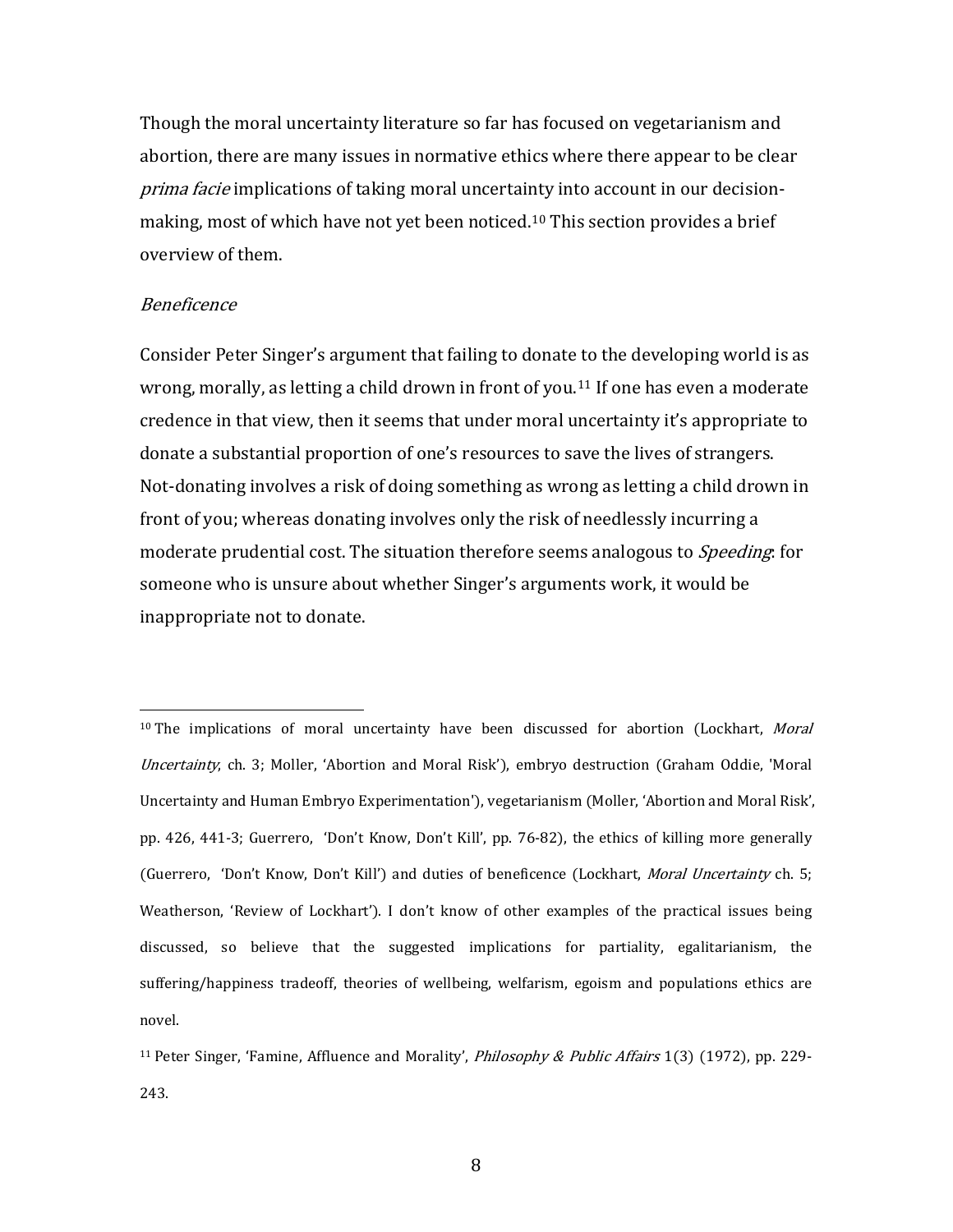Though the moral uncertainty literature so far has focused on vegetarianism and abortion, there are many issues in normative ethics where there appear to be clear *prima facie* implications of taking moral uncertainty into account in our decision-making, most of which have not yet been noticed.[10] This section provides a brief overview of them.

*Beneficence*

Consider Peter Singer's argument that failing to donate to the developing world is as wrong, morally, as letting a child drown in front of you.[11] If one has even a moderate credence in that view, then it seems that under moral uncertainty it's appropriate to donate a substantial proportion of one's resources to save the lives of strangers. Not-donating involves a risk of doing something as wrong as letting a child drown in front of you; whereas donating involves only the risk of needlessly incurring a moderate prudential cost. The situation therefore seems analogous to *Speeding*: for someone who is unsure about whether Singer's arguments work, it would be inappropriate not to donate.

---

[10] The implications of moral uncertainty have been discussed for abortion (Lockhart, *Moral Uncertainty*, ch. 3; Moller, 'Abortion and Moral Risk'), embryo destruction (Graham Oddie, 'Moral Uncertainty and Human Embryo Experimentation'), vegetarianism (Moller, 'Abortion and Moral Risk', pp. 426, 441-3; Guerrero, 'Don't Know, Don't Kill', pp. 76-82), the ethics of killing more generally (Guerrero, 'Don't Know, Don't Kill') and duties of beneficence (Lockhart, *Moral Uncertainty* ch. 5; Weatherson, 'Review of Lockhart'). I don't know of other examples of the practical issues being discussed, so believe that the suggested implications for partiality, egalitarianism, the suffering/happiness tradeoff, theories of wellbeing, welfarism, egoism and populations ethics are novel.

[11] Peter Singer, 'Famine, Affluence and Morality', *Philosophy & Public Affairs* 1(3) (1972), pp. 229-243.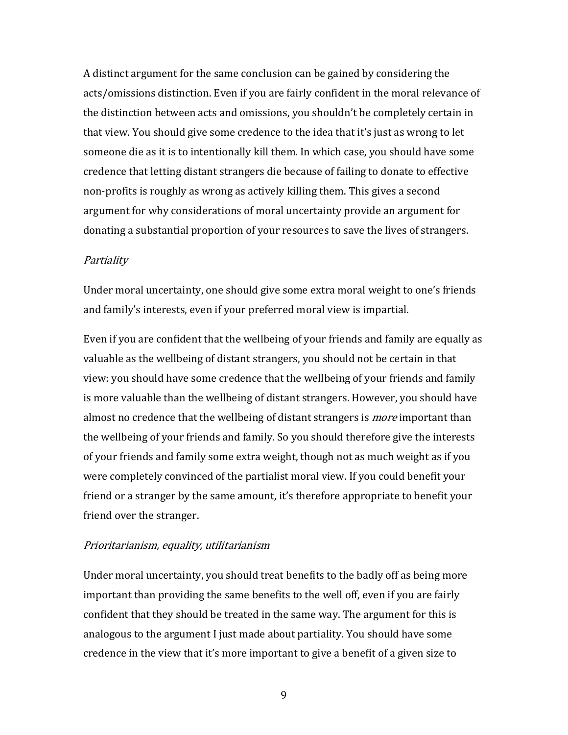A distinct argument for the same conclusion can be gained by considering the acts/omissions distinction. Even if you are fairly confident in the moral relevance of the distinction between acts and omissions, you shouldn't be completely certain in that view. You should give some credence to the idea that it's just as wrong to let someone die as it is to intentionally kill them. In which case, you should have some credence that letting distant strangers die because of failing to donate to effective non-profits is roughly as wrong as actively killing them. This gives a second argument for why considerations of moral uncertainty provide an argument for donating a substantial proportion of your resources to save the lives of strangers.

*Partiality*

Under moral uncertainty, one should give some extra moral weight to one's friends and family's interests, even if your preferred moral view is impartial.

Even if you are confident that the wellbeing of your friends and family are equally as valuable as the wellbeing of distant strangers, you should not be certain in that view: you should have some credence that the wellbeing of your friends and family is more valuable than the wellbeing of distant strangers. However, you should have almost no credence that the wellbeing of distant strangers is *more* important than the wellbeing of your friends and family. So you should therefore give the interests of your friends and family some extra weight, though not as much weight as if you were completely convinced of the partialist moral view. If you could benefit your friend or a stranger by the same amount, it's therefore appropriate to benefit your friend over the stranger.

*Prioritarianism, equality, utilitarianism*

Under moral uncertainty, you should treat benefits to the badly off as being more important than providing the same benefits to the well off, even if you are fairly confident that they should be treated in the same way. The argument for this is analogous to the argument I just made about partiality. You should have some credence in the view that it's more important to give a benefit of a given size to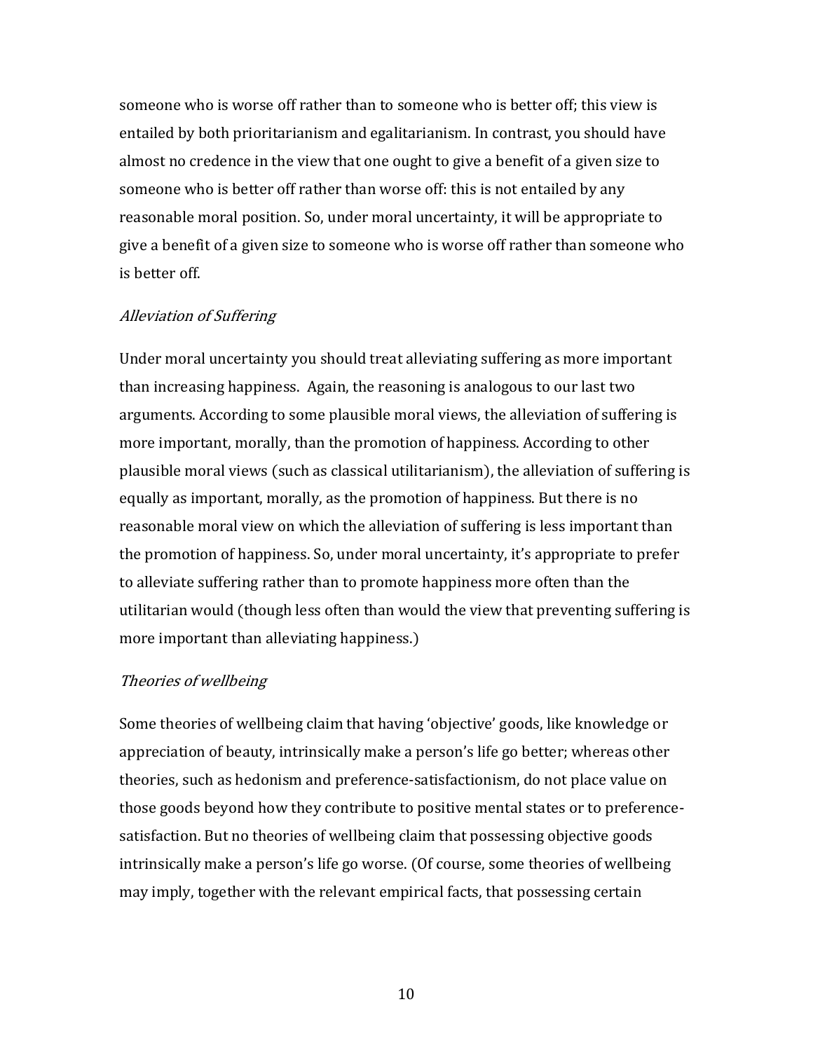someone who is worse off rather than to someone who is better off; this view is entailed by both prioritarianism and egalitarianism. In contrast, you should have almost no credence in the view that one ought to give a benefit of a given size to someone who is better off rather than worse off: this is not entailed by any reasonable moral position. So, under moral uncertainty, it will be appropriate to give a benefit of a given size to someone who is worse off rather than someone who is better off.

*Alleviation of Suffering*

Under moral uncertainty you should treat alleviating suffering as more important than increasing happiness. Again, the reasoning is analogous to our last two arguments. According to some plausible moral views, the alleviation of suffering is more important, morally, than the promotion of happiness. According to other plausible moral views (such as classical utilitarianism), the alleviation of suffering is equally as important, morally, as the promotion of happiness. But there is no reasonable moral view on which the alleviation of suffering is less important than the promotion of happiness. So, under moral uncertainty, it's appropriate to prefer to alleviate suffering rather than to promote happiness more often than the utilitarian would (though less often than would the view that preventing suffering is more important than alleviating happiness.)

*Theories of wellbeing*

Some theories of wellbeing claim that having 'objective' goods, like knowledge or appreciation of beauty, intrinsically make a person's life go better; whereas other theories, such as hedonism and preference-satisfactionism, do not place value on those goods beyond how they contribute to positive mental states or to preference-satisfaction. But no theories of wellbeing claim that possessing objective goods intrinsically make a person's life go worse. (Of course, some theories of wellbeing may imply, together with the relevant empirical facts, that possessing certain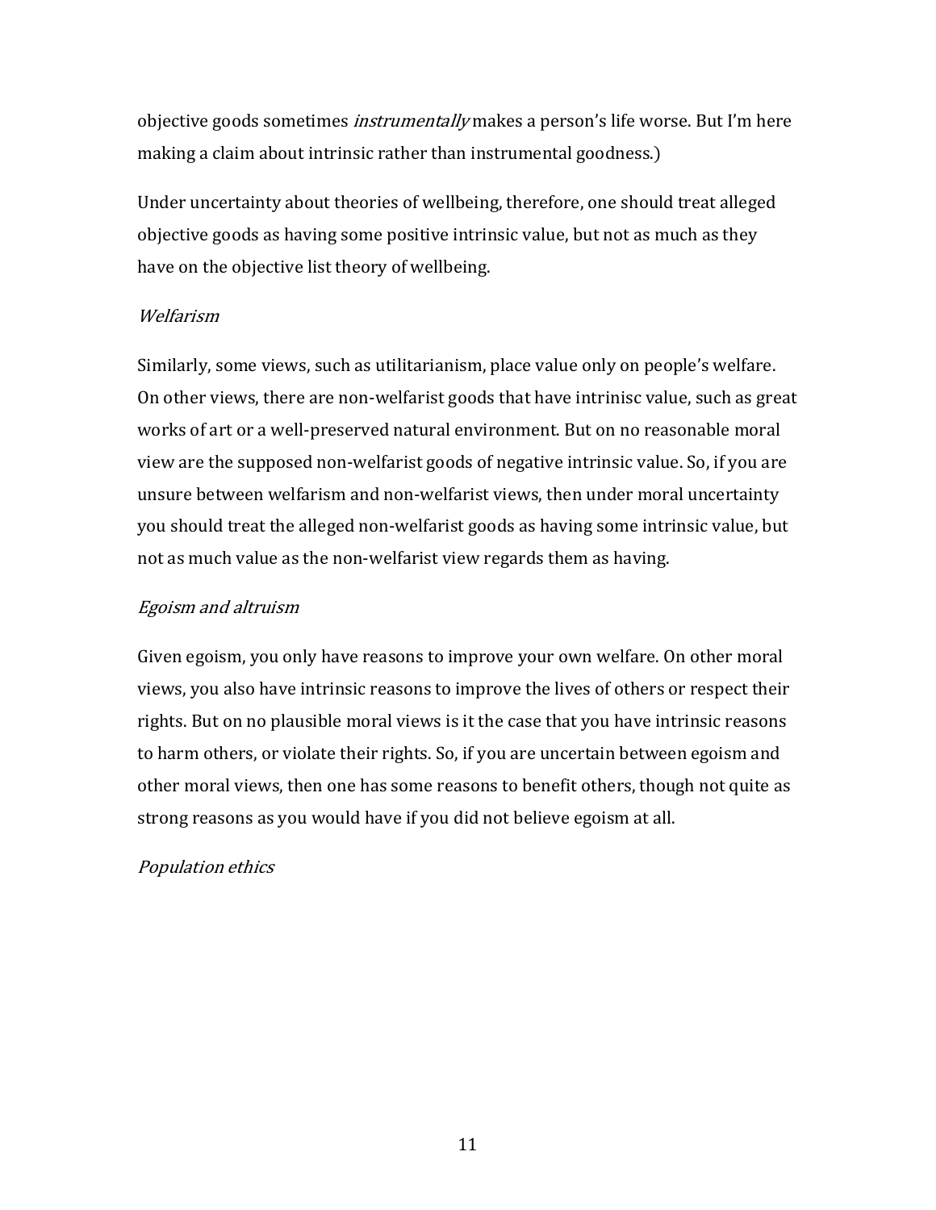objective goods sometimes *instrumentally* makes a person's life worse. But I'm here making a claim about intrinsic rather than instrumental goodness.)

Under uncertainty about theories of wellbeing, therefore, one should treat alleged objective goods as having some positive intrinsic value, but not as much as they have on the objective list theory of wellbeing.

*Welfarism*

Similarly, some views, such as utilitarianism, place value only on people's welfare. On other views, there are non-welfarist goods that have intrinisc value, such as great works of art or a well-preserved natural environment. But on no reasonable moral view are the supposed non-welfarist goods of negative intrinsic value. So, if you are unsure between welfarism and non-welfarist views, then under moral uncertainty you should treat the alleged non-welfarist goods as having some intrinsic value, but not as much value as the non-welfarist view regards them as having.

*Egoism and altruism*

Given egoism, you only have reasons to improve your own welfare. On other moral views, you also have intrinsic reasons to improve the lives of others or respect their rights. But on no plausible moral views is it the case that you have intrinsic reasons to harm others, or violate their rights. So, if you are uncertain between egoism and other moral views, then one has some reasons to benefit others, though not quite as strong reasons as you would have if you did not believe egoism at all.

*Population ethics*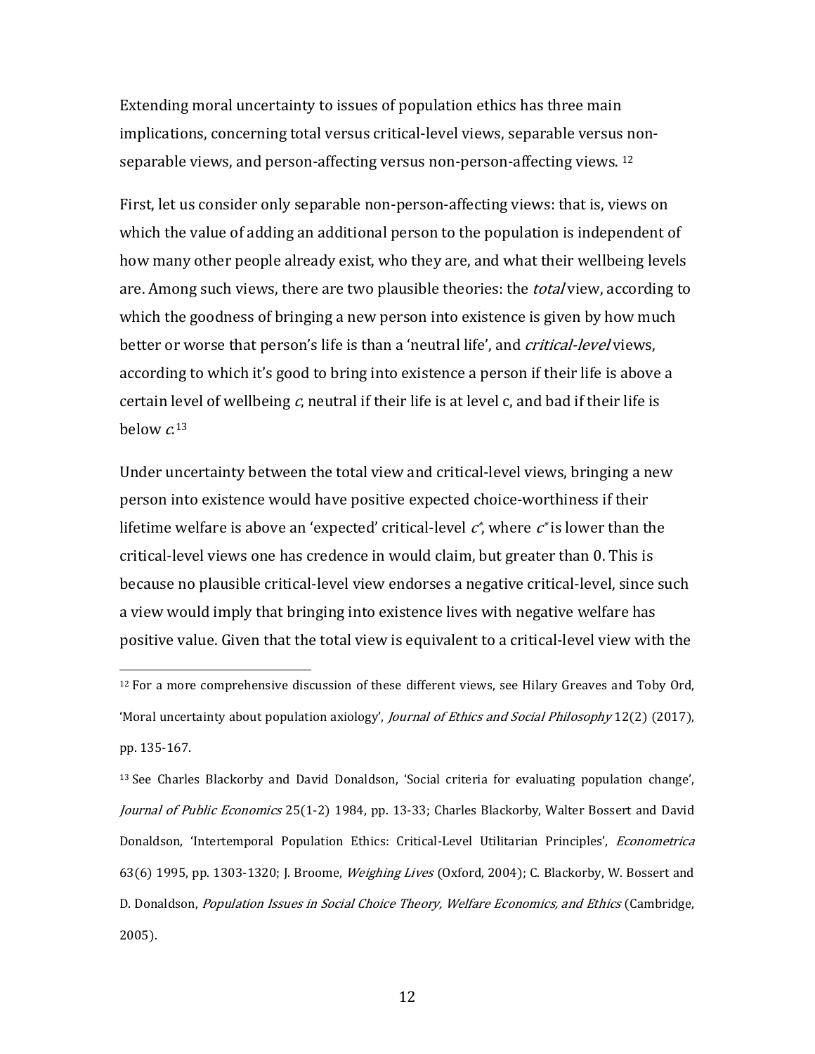Extending moral uncertainty to issues of population ethics has three main implications, concerning total versus critical-level views, separable versus non-separable views, and person-affecting versus non-person-affecting views. [12]

First, let us consider only separable non-person-affecting views: that is, views on which the value of adding an additional person to the population is independent of how many other people already exist, who they are, and what their wellbeing levels are. Among such views, there are two plausible theories: the *total* view, according to which the goodness of bringing a new person into existence is given by how much better or worse that person's life is than a 'neutral life', and *critical-level* views, according to which it's good to bring into existence a person if their life is above a certain level of wellbeing $c$, neutral if their life is at level c, and bad if their life is below $c$.[13]

Under uncertainty between the total view and critical-level views, bringing a new person into existence would have positive expected choice-worthiness if their lifetime welfare is above an 'expected' critical-level $c^*$, where $c^*$ is lower than the critical-level views one has credence in would claim, but greater than 0. This is because no plausible critical-level view endorses a negative critical-level, since such a view would imply that bringing into existence lives with negative welfare has positive value. Given that the total view is equivalent to a critical-level view with the

---

[12] For a more comprehensive discussion of these different views, see Hilary Greaves and Toby Ord, 'Moral uncertainty about population axiology', *Journal of Ethics and Social Philosophy* 12(2) (2017), pp. 135-167.

[13] See Charles Blackorby and David Donaldson, 'Social criteria for evaluating population change', *Journal of Public Economics* 25(1-2) 1984, pp. 13-33; Charles Blackorby, Walter Bossert and David Donaldson, 'Intertemporal Population Ethics: Critical-Level Utilitarian Principles', *Econometrica* 63(6) 1995, pp. 1303-1320; J. Broome, *Weighing Lives* (Oxford, 2004); C. Blackorby, W. Bossert and D. Donaldson, *Population Issues in Social Choice Theory, Welfare Economics, and Ethics* (Cambridge, 2005).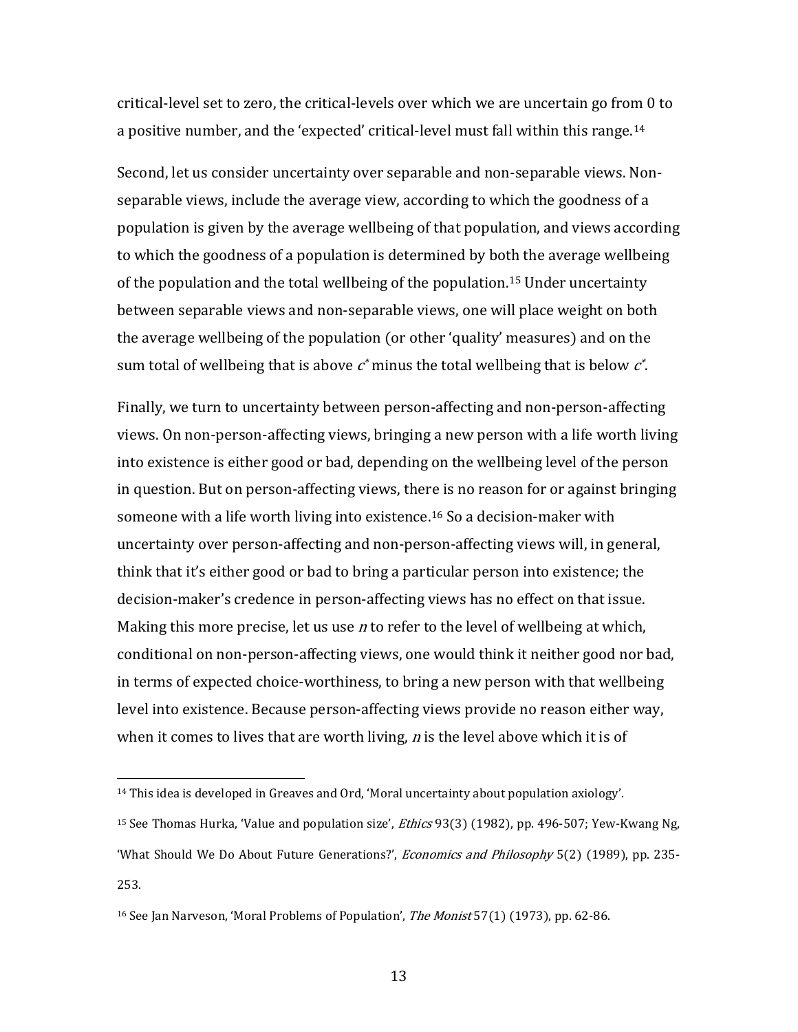critical-level set to zero, the critical-levels over which we are uncertain go from 0 to a positive number, and the 'expected' critical-level must fall within this range.[14]

Second, let us consider uncertainty over separable and non-separable views. Non-separable views, include the average view, according to which the goodness of a population is given by the average wellbeing of that population, and views according to which the goodness of a population is determined by both the average wellbeing of the population and the total wellbeing of the population.[15] Under uncertainty between separable views and non-separable views, one will place weight on both the average wellbeing of the population (or other 'quality' measures) and on the sum total of wellbeing that is above $c^*$ minus the total wellbeing that is below $c^*$.

Finally, we turn to uncertainty between person-affecting and non-person-affecting views. On non-person-affecting views, bringing a new person with a life worth living into existence is either good or bad, depending on the wellbeing level of the person in question. But on person-affecting views, there is no reason for or against bringing someone with a life worth living into existence.[16] So a decision-maker with uncertainty over person-affecting and non-person-affecting views will, in general, think that it's either good or bad to bring a particular person into existence; the decision-maker's credence in person-affecting views has no effect on that issue. Making this more precise, let us use $n$ to refer to the level of wellbeing at which, conditional on non-person-affecting views, one would think it neither good nor bad, in terms of expected choice-worthiness, to bring a new person with that wellbeing level into existence. Because person-affecting views provide no reason either way, when it comes to lives that are worth living, $n$ is the level above which it is of

---

[14] This idea is developed in Greaves and Ord, 'Moral uncertainty about population axiology'.

[15] See Thomas Hurka, 'Value and population size', *Ethics* 93(3) (1982), pp. 496-507; Yew-Kwang Ng, 'What Should We Do About Future Generations?', *Economics and Philosophy* 5(2) (1989), pp. 235-253.

[16] See Jan Narveson, 'Moral Problems of Population', *The Monist* 57(1) (1973), pp. 62-86.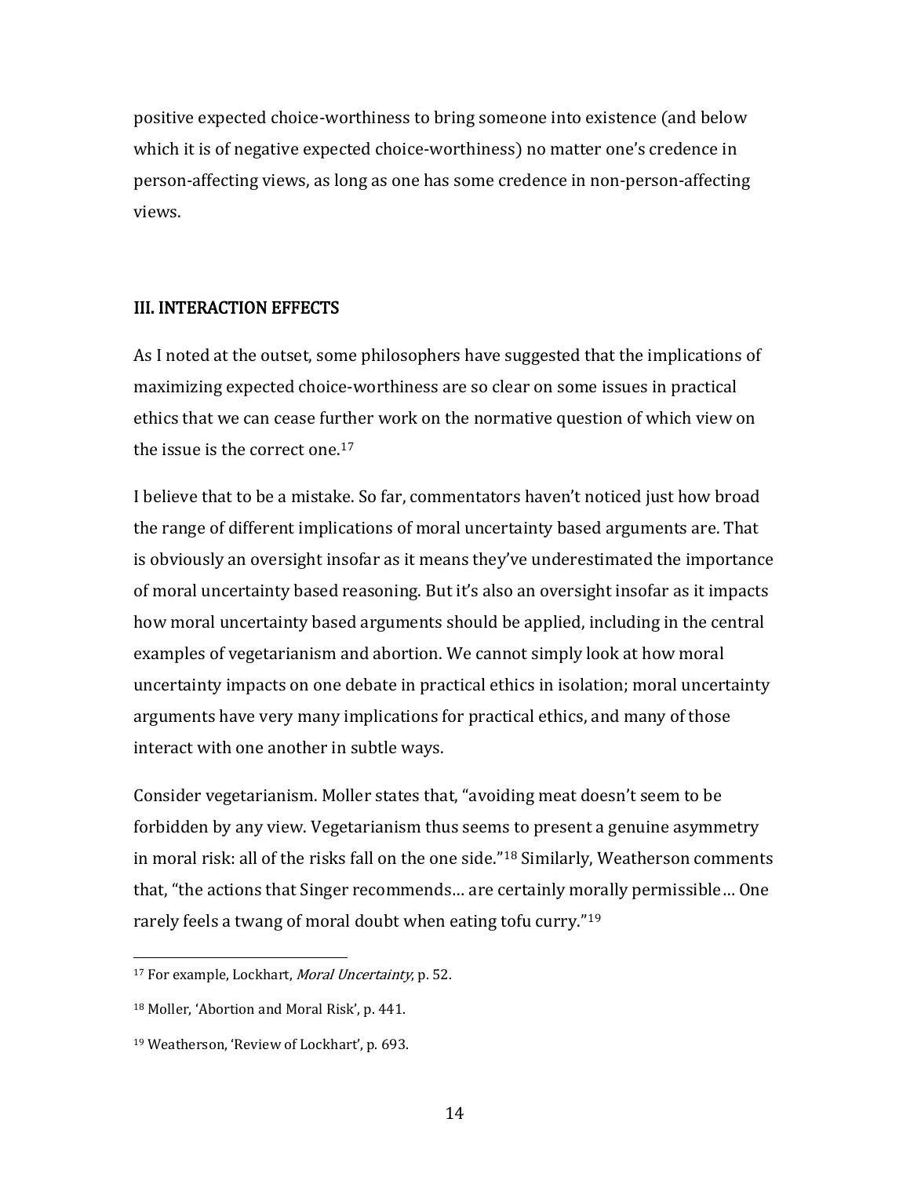positive expected choice-worthiness to bring someone into existence (and below which it is of negative expected choice-worthiness) no matter one's credence in person-affecting views, as long as one has some credence in non-person-affecting views.

## III. INTERACTION EFFECTS

As I noted at the outset, some philosophers have suggested that the implications of maximizing expected choice-worthiness are so clear on some issues in practical ethics that we can cease further work on the normative question of which view on the issue is the correct one.[17]

I believe that to be a mistake. So far, commentators haven't noticed just how broad the range of different implications of moral uncertainty based arguments are. That is obviously an oversight insofar as it means they've underestimated the importance of moral uncertainty based reasoning. But it's also an oversight insofar as it impacts how moral uncertainty based arguments should be applied, including in the central examples of vegetarianism and abortion. We cannot simply look at how moral uncertainty impacts on one debate in practical ethics in isolation; moral uncertainty arguments have very many implications for practical ethics, and many of those interact with one another in subtle ways.

Consider vegetarianism. Moller states that, "avoiding meat doesn't seem to be forbidden by any view. Vegetarianism thus seems to present a genuine asymmetry in moral risk: all of the risks fall on the one side."[18] Similarly, Weatherson comments that, "the actions that Singer recommends… are certainly morally permissible… One rarely feels a twang of moral doubt when eating tofu curry."[19]

---

[17] For example, Lockhart, *Moral Uncertainty*, p. 52.

[18] Moller, 'Abortion and Moral Risk', p. 441.

[19] Weatherson, 'Review of Lockhart', p. 693.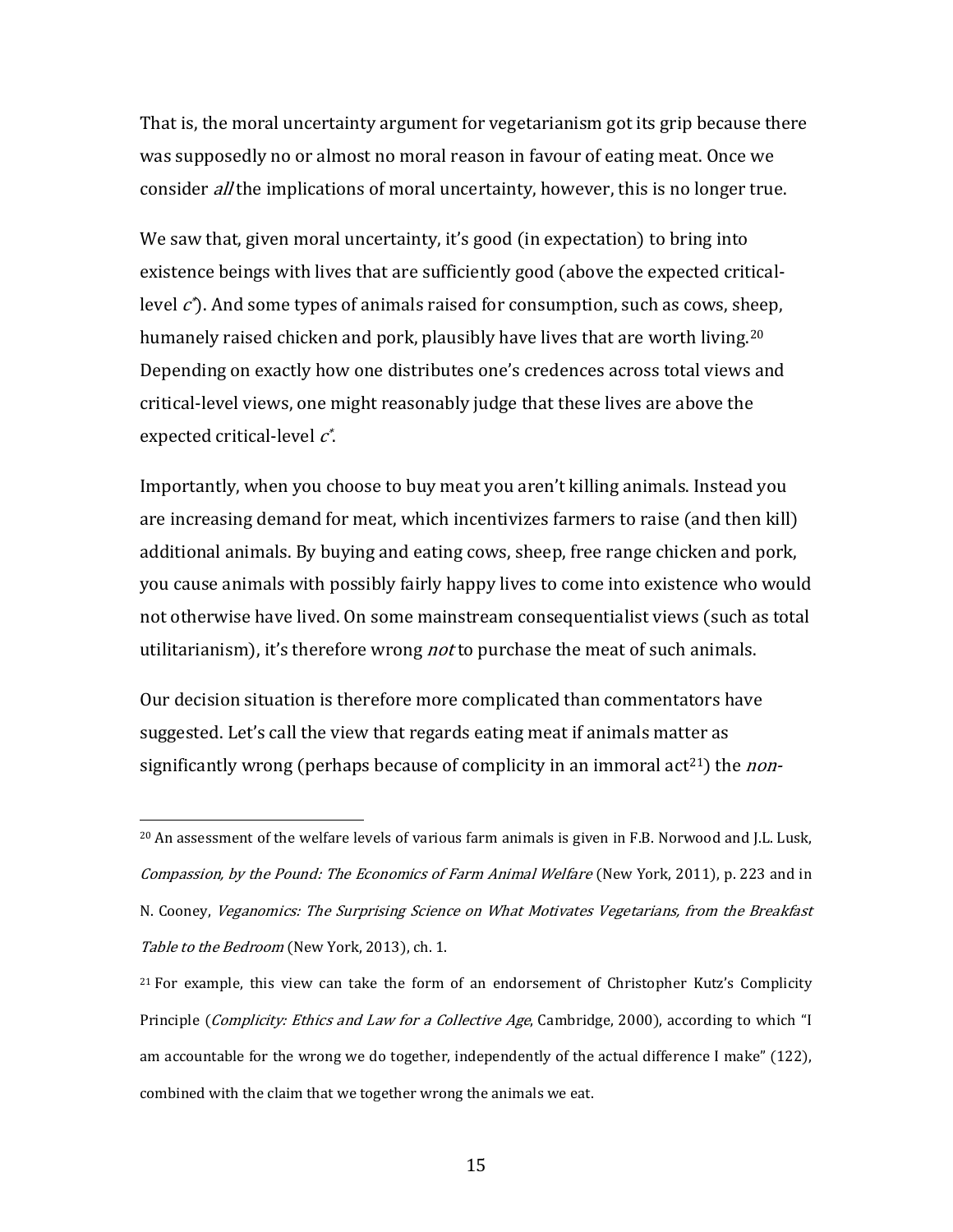That is, the moral uncertainty argument for vegetarianism got its grip because there was supposedly no or almost no moral reason in favour of eating meat. Once we consider *all* the implications of moral uncertainty, however, this is no longer true.

We saw that, given moral uncertainty, it's good (in expectation) to bring into existence beings with lives that are sufficiently good (above the expected critical-level $c^*$). And some types of animals raised for consumption, such as cows, sheep, humanely raised chicken and pork, plausibly have lives that are worth living.[20] Depending on exactly how one distributes one's credences across total views and critical-level views, one might reasonably judge that these lives are above the expected critical-level $c^*$.

Importantly, when you choose to buy meat you aren't killing animals. Instead you are increasing demand for meat, which incentivizes farmers to raise (and then kill) additional animals. By buying and eating cows, sheep, free range chicken and pork, you cause animals with possibly fairly happy lives to come into existence who would not otherwise have lived. On some mainstream consequentialist views (such as total utilitarianism), it's therefore wrong *not* to purchase the meat of such animals.

Our decision situation is therefore more complicated than commentators have suggested. Let's call the view that regards eating meat if animals matter as significantly wrong (perhaps because of complicity in an immoral act[21]) the *non-*

---

[20] An assessment of the welfare levels of various farm animals is given in F.B. Norwood and J.L. Lusk, *Compassion, by the Pound: The Economics of Farm Animal Welfare* (New York, 2011), p. 223 and in N. Cooney, *Veganomics: The Surprising Science on What Motivates Vegetarians, from the Breakfast Table to the Bedroom* (New York, 2013), ch. 1.

[21] For example, this view can take the form of an endorsement of Christopher Kutz's Complicity Principle (*Complicity: Ethics and Law for a Collective Age*, Cambridge, 2000), according to which "I am accountable for the wrong we do together, independently of the actual difference I make" (122), combined with the claim that we together wrong the animals we eat.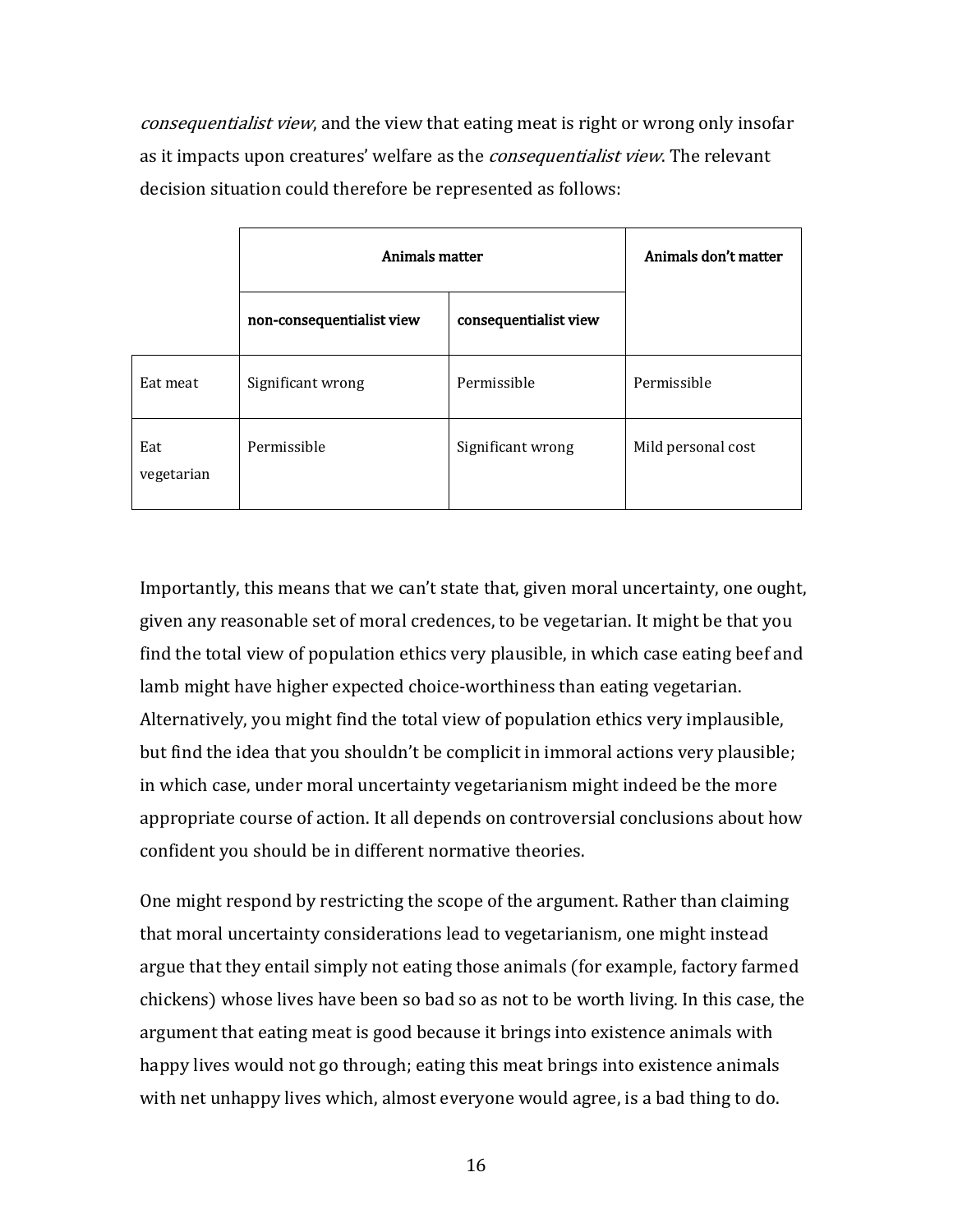*consequentialist view*, and the view that eating meat is right or wrong only insofar as it impacts upon creatures' welfare as the *consequentialist view*. The relevant decision situation could therefore be represented as follows:

| | Animals matter | | Animals don't matter |
|---|---|---|---|
| | **non-consequentialist view** | **consequentialist view** | |
| Eat meat | Significant wrong | Permissible | Permissible |
| Eat vegetarian | Permissible | Significant wrong | Mild personal cost |

Importantly, this means that we can't state that, given moral uncertainty, one ought, given any reasonable set of moral credences, to be vegetarian. It might be that you find the total view of population ethics very plausible, in which case eating beef and lamb might have higher expected choice-worthiness than eating vegetarian. Alternatively, you might find the total view of population ethics very implausible, but find the idea that you shouldn't be complicit in immoral actions very plausible; in which case, under moral uncertainty vegetarianism might indeed be the more appropriate course of action. It all depends on controversial conclusions about how confident you should be in different normative theories.

One might respond by restricting the scope of the argument. Rather than claiming that moral uncertainty considerations lead to vegetarianism, one might instead argue that they entail simply not eating those animals (for example, factory farmed chickens) whose lives have been so bad so as not to be worth living. In this case, the argument that eating meat is good because it brings into existence animals with happy lives would not go through; eating this meat brings into existence animals with net unhappy lives which, almost everyone would agree, is a bad thing to do.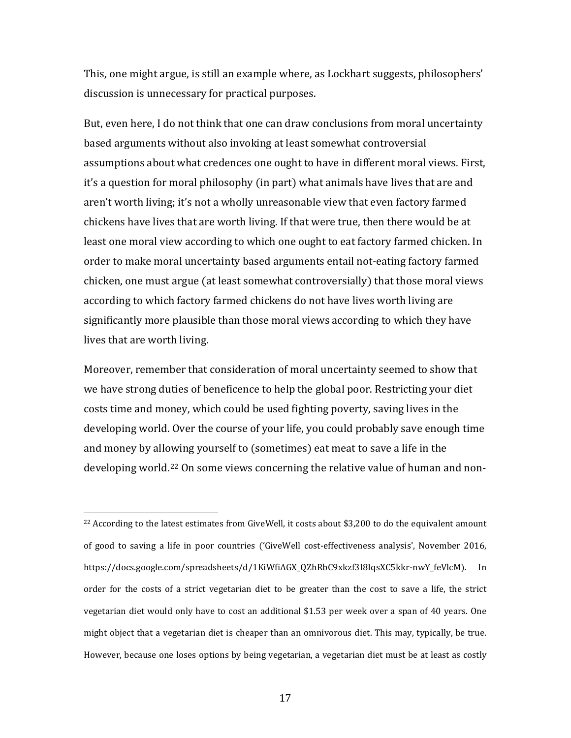This, one might argue, is still an example where, as Lockhart suggests, philosophers' discussion is unnecessary for practical purposes.

But, even here, I do not think that one can draw conclusions from moral uncertainty based arguments without also invoking at least somewhat controversial assumptions about what credences one ought to have in different moral views. First, it's a question for moral philosophy (in part) what animals have lives that are and aren't worth living; it's not a wholly unreasonable view that even factory farmed chickens have lives that are worth living. If that were true, then there would be at least one moral view according to which one ought to eat factory farmed chicken. In order to make moral uncertainty based arguments entail not-eating factory farmed chicken, one must argue (at least somewhat controversially) that those moral views according to which factory farmed chickens do not have lives worth living are significantly more plausible than those moral views according to which they have lives that are worth living.

Moreover, remember that consideration of moral uncertainty seemed to show that we have strong duties of beneficence to help the global poor. Restricting your diet costs time and money, which could be used fighting poverty, saving lives in the developing world. Over the course of your life, you could probably save enough time and money by allowing yourself to (sometimes) eat meat to save a life in the developing world.[22] On some views concerning the relative value of human and non-

[22] According to the latest estimates from GiveWell, it costs about $3,200 to do the equivalent amount of good to saving a life in poor countries ('GiveWell cost-effectiveness analysis', November 2016, https://docs.google.com/spreadsheets/d/1KiWfiAGX_QZhRbC9xkzf3I8IqsXC5kkr-nwY_feVlcM). In order for the costs of a strict vegetarian diet to be greater than the cost to save a life, the strict vegetarian diet would only have to cost an additional $1.53 per week over a span of 40 years. One might object that a vegetarian diet is cheaper than an omnivorous diet. This may, typically, be true. However, because one loses options by being vegetarian, a vegetarian diet must be at least as costly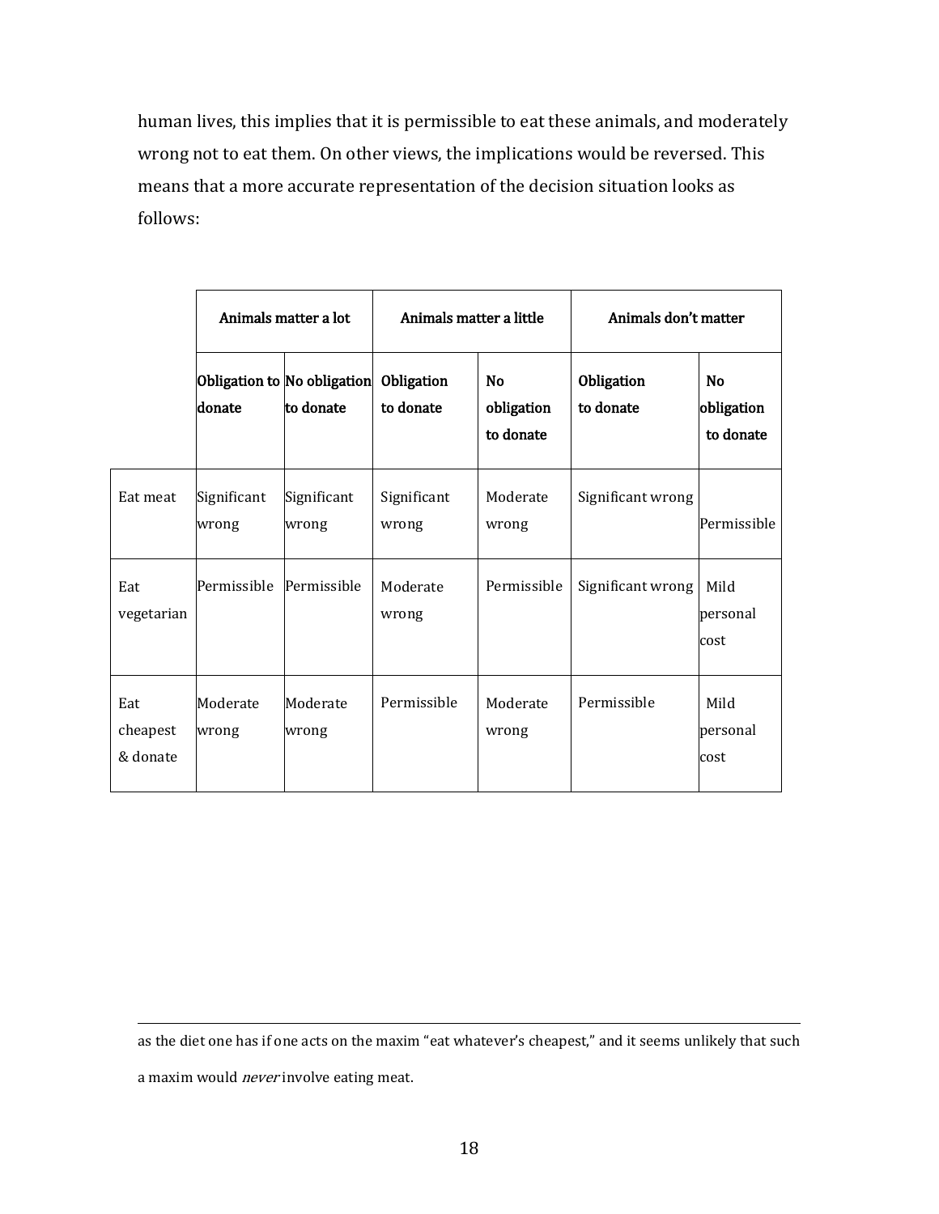human lives, this implies that it is permissible to eat these animals, and moderately wrong not to eat them. On other views, the implications would be reversed. This means that a more accurate representation of the decision situation looks as follows:

| | Animals matter a lot | | Animals matter a little | | Animals don't matter | |
|---|---|---|---|---|---|---|
| | Obligation to donate | No obligation to donate | Obligation to donate | No obligation to donate | Obligation to donate | No obligation to donate |
| Eat meat | Significant wrong | Significant wrong | Significant wrong | Moderate wrong | Significant wrong | Permissible |
| Eat vegetarian | Permissible | Permissible | Moderate wrong | Permissible | Significant wrong | Mild personal cost |
| Eat cheapest & donate | Moderate wrong | Moderate wrong | Permissible | Moderate wrong | Permissible | Mild personal cost |

---

as the diet one has if one acts on the maxim "eat whatever's cheapest," and it seems unlikely that such a maxim would *never* involve eating meat.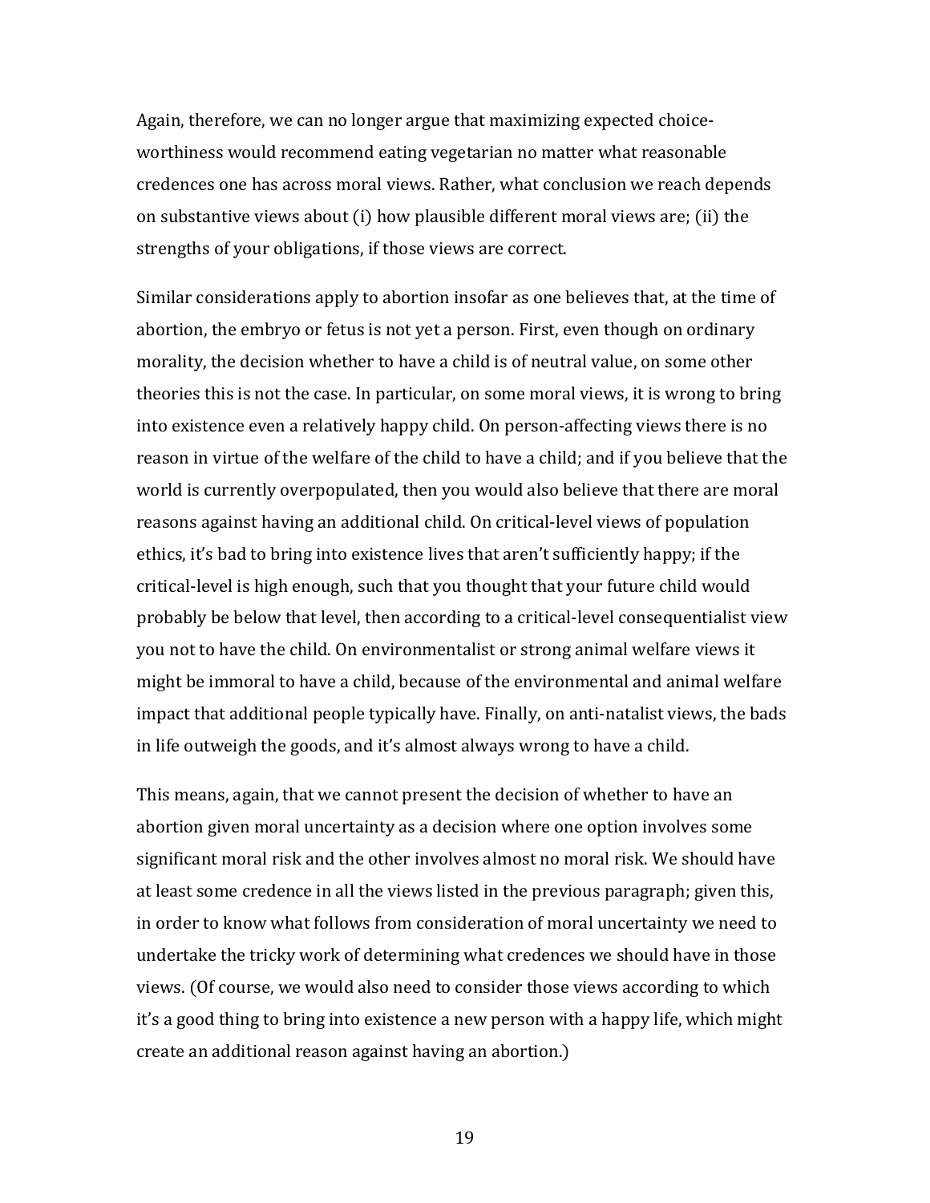Again, therefore, we can no longer argue that maximizing expected choice-worthiness would recommend eating vegetarian no matter what reasonable credences one has across moral views. Rather, what conclusion we reach depends on substantive views about (i) how plausible different moral views are; (ii) the strengths of your obligations, if those views are correct.

Similar considerations apply to abortion insofar as one believes that, at the time of abortion, the embryo or fetus is not yet a person. First, even though on ordinary morality, the decision whether to have a child is of neutral value, on some other theories this is not the case. In particular, on some moral views, it is wrong to bring into existence even a relatively happy child. On person-affecting views there is no reason in virtue of the welfare of the child to have a child; and if you believe that the world is currently overpopulated, then you would also believe that there are moral reasons against having an additional child. On critical-level views of population ethics, it's bad to bring into existence lives that aren't sufficiently happy; if the critical-level is high enough, such that you thought that your future child would probably be below that level, then according to a critical-level consequentialist view you not to have the child. On environmentalist or strong animal welfare views it might be immoral to have a child, because of the environmental and animal welfare impact that additional people typically have. Finally, on anti-natalist views, the bads in life outweigh the goods, and it's almost always wrong to have a child.

This means, again, that we cannot present the decision of whether to have an abortion given moral uncertainty as a decision where one option involves some significant moral risk and the other involves almost no moral risk. We should have at least some credence in all the views listed in the previous paragraph; given this, in order to know what follows from consideration of moral uncertainty we need to undertake the tricky work of determining what credences we should have in those views. (Of course, we would also need to consider those views according to which it's a good thing to bring into existence a new person with a happy life, which might create an additional reason against having an abortion.)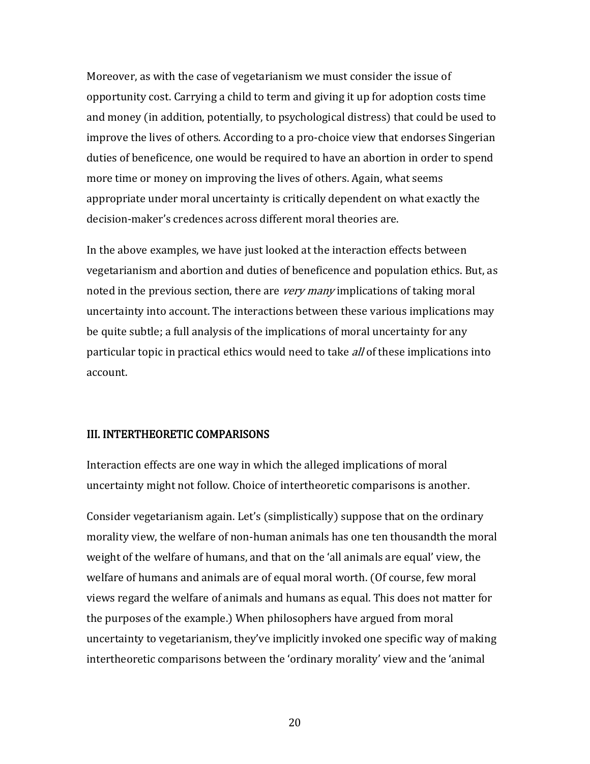Moreover, as with the case of vegetarianism we must consider the issue of opportunity cost. Carrying a child to term and giving it up for adoption costs time and money (in addition, potentially, to psychological distress) that could be used to improve the lives of others. According to a pro-choice view that endorses Singerian duties of beneficence, one would be required to have an abortion in order to spend more time or money on improving the lives of others. Again, what seems appropriate under moral uncertainty is critically dependent on what exactly the decision-maker's credences across different moral theories are.

In the above examples, we have just looked at the interaction effects between vegetarianism and abortion and duties of beneficence and population ethics. But, as noted in the previous section, there are *very many* implications of taking moral uncertainty into account. The interactions between these various implications may be quite subtle; a full analysis of the implications of moral uncertainty for any particular topic in practical ethics would need to take *all* of these implications into account.

## III. INTERTHEORETIC COMPARISONS

Interaction effects are one way in which the alleged implications of moral uncertainty might not follow. Choice of intertheoretic comparisons is another.

Consider vegetarianism again. Let's (simplistically) suppose that on the ordinary morality view, the welfare of non-human animals has one ten thousandth the moral weight of the welfare of humans, and that on the 'all animals are equal' view, the welfare of humans and animals are of equal moral worth. (Of course, few moral views regard the welfare of animals and humans as equal. This does not matter for the purposes of the example.) When philosophers have argued from moral uncertainty to vegetarianism, they've implicitly invoked one specific way of making intertheoretic comparisons between the 'ordinary morality' view and the 'animal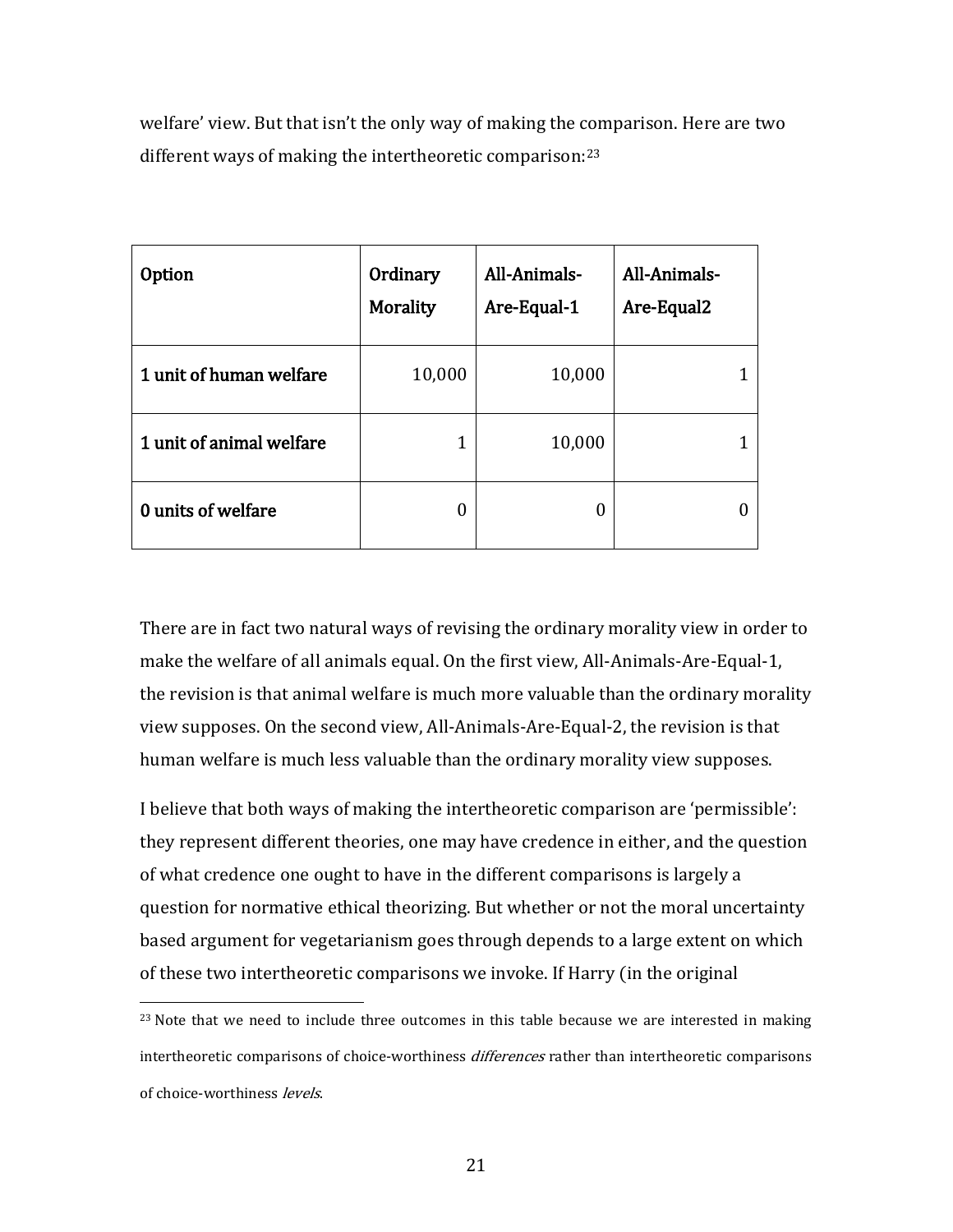welfare' view. But that isn't the only way of making the comparison. Here are two different ways of making the intertheoretic comparison:[23]

| Option | Ordinary Morality | All-Animals-Are-Equal-1 | All-Animals-Are-Equal2 |
|---|---|---|---|
| 1 unit of human welfare | 10,000 | 10,000 | 1 |
| 1 unit of animal welfare | 1 | 10,000 | 1 |
| 0 units of welfare | 0 | 0 | 0 |

There are in fact two natural ways of revising the ordinary morality view in order to make the welfare of all animals equal. On the first view, All-Animals-Are-Equal-1, the revision is that animal welfare is much more valuable than the ordinary morality view supposes. On the second view, All-Animals-Are-Equal-2, the revision is that human welfare is much less valuable than the ordinary morality view supposes.

I believe that both ways of making the intertheoretic comparison are 'permissible': they represent different theories, one may have credence in either, and the question of what credence one ought to have in the different comparisons is largely a question for normative ethical theorizing. But whether or not the moral uncertainty based argument for vegetarianism goes through depends to a large extent on which of these two intertheoretic comparisons we invoke. If Harry (in the original

[23] Note that we need to include three outcomes in this table because we are interested in making intertheoretic comparisons of choice-worthiness *differences* rather than intertheoretic comparisons of choice-worthiness *levels*.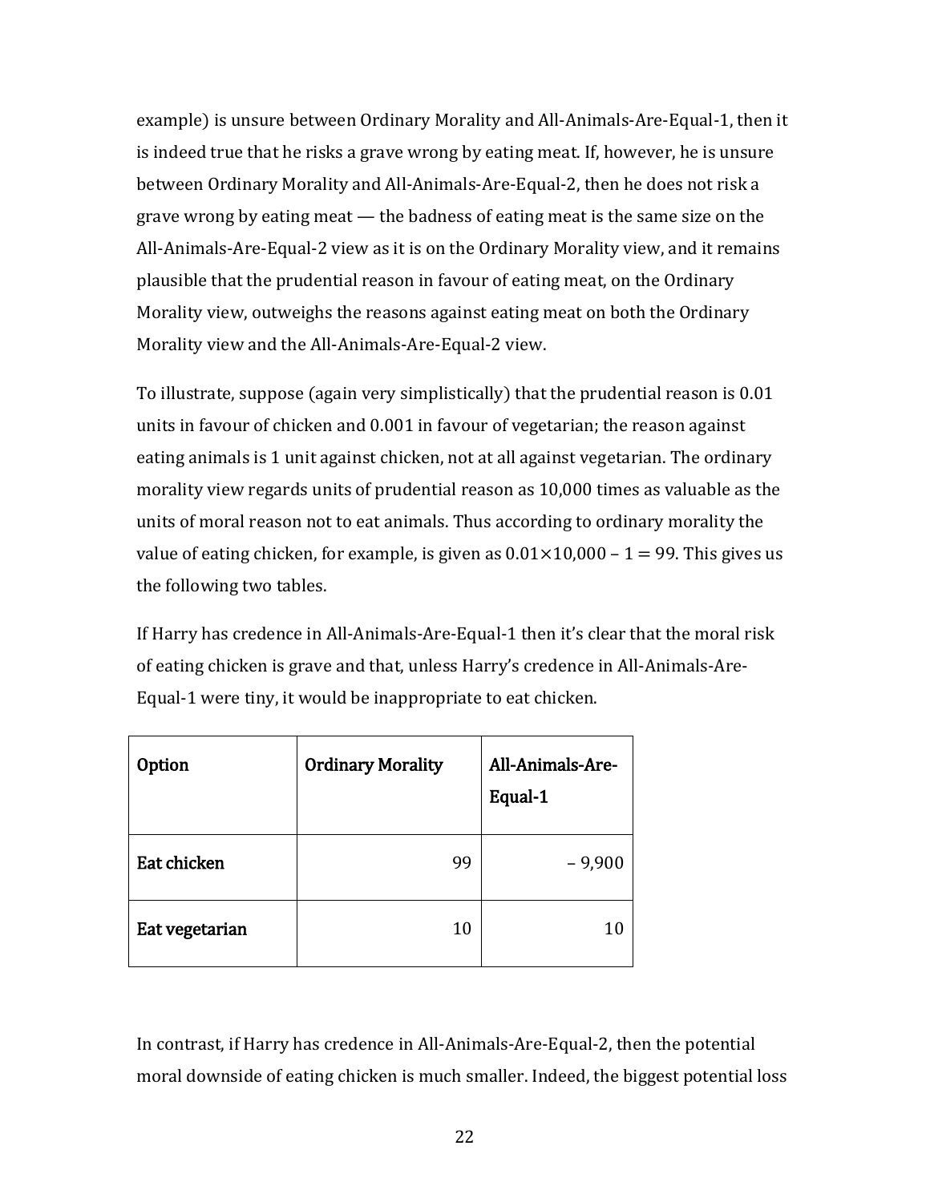example) is unsure between Ordinary Morality and All-Animals-Are-Equal-1, then it is indeed true that he risks a grave wrong by eating meat. If, however, he is unsure between Ordinary Morality and All-Animals-Are-Equal-2, then he does not risk a grave wrong by eating meat — the badness of eating meat is the same size on the All-Animals-Are-Equal-2 view as it is on the Ordinary Morality view, and it remains plausible that the prudential reason in favour of eating meat, on the Ordinary Morality view, outweighs the reasons against eating meat on both the Ordinary Morality view and the All-Animals-Are-Equal-2 view.

To illustrate, suppose (again very simplistically) that the prudential reason is 0.01 units in favour of chicken and 0.001 in favour of vegetarian; the reason against eating animals is 1 unit against chicken, not at all against vegetarian. The ordinary morality view regards units of prudential reason as 10,000 times as valuable as the units of moral reason not to eat animals. Thus according to ordinary morality the value of eating chicken, for example, is given as $0.01 \times 10{,}000 - 1 = 99$. This gives us the following two tables.

If Harry has credence in All-Animals-Are-Equal-1 then it's clear that the moral risk of eating chicken is grave and that, unless Harry's credence in All-Animals-Are-Equal-1 were tiny, it would be inappropriate to eat chicken.

| **Option** | **Ordinary Morality** | **All-Animals-Are-Equal-1** |
|---|---:|---:|
| **Eat chicken** | 99 | – 9,900 |
| **Eat vegetarian** | 10 | 10 |

In contrast, if Harry has credence in All-Animals-Are-Equal-2, then the potential moral downside of eating chicken is much smaller. Indeed, the biggest potential loss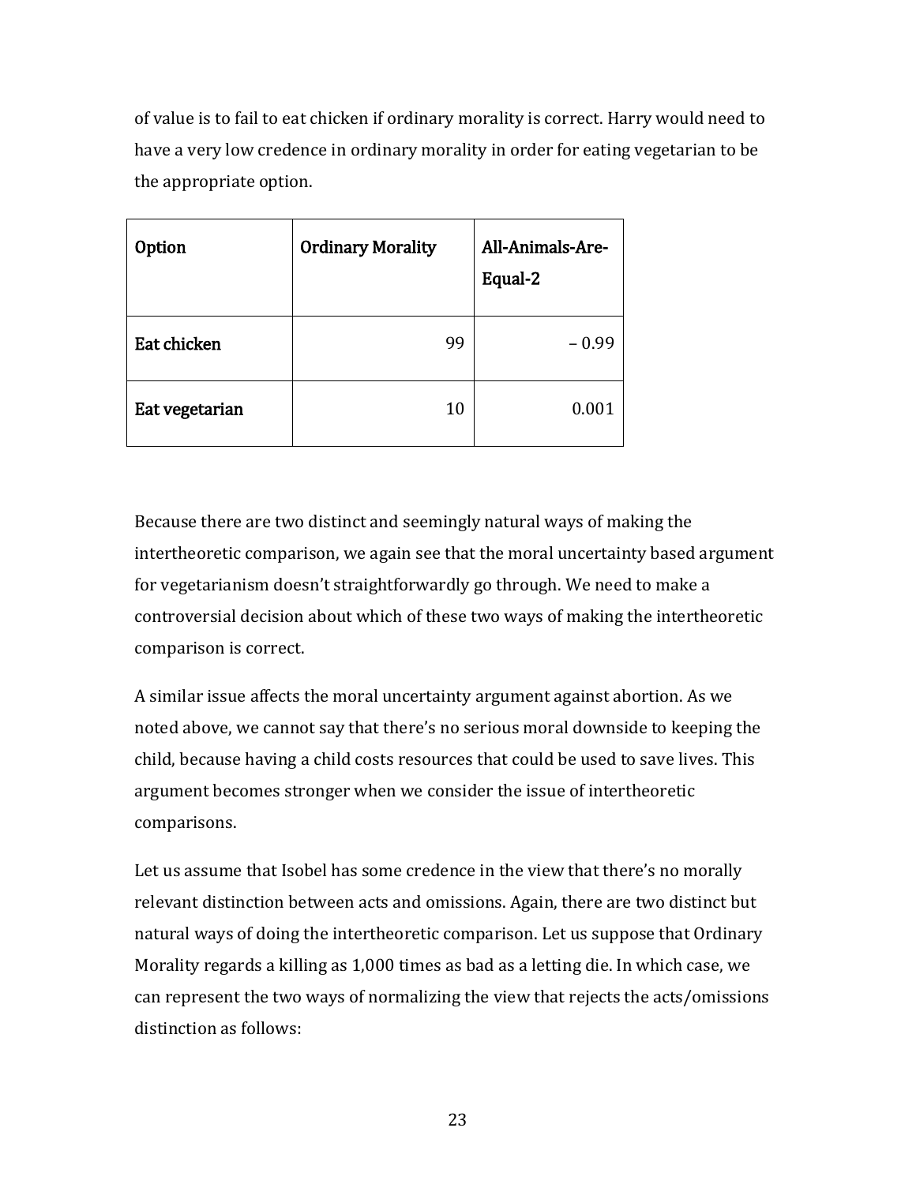of value is to fail to eat chicken if ordinary morality is correct. Harry would need to have a very low credence in ordinary morality in order for eating vegetarian to be the appropriate option.

| Option | Ordinary Morality | All-Animals-Are-Equal-2 |
|---|---|---|
| **Eat chicken** | 99 | – 0.99 |
| **Eat vegetarian** | 10 | 0.001 |

Because there are two distinct and seemingly natural ways of making the intertheoretic comparison, we again see that the moral uncertainty based argument for vegetarianism doesn't straightforwardly go through. We need to make a controversial decision about which of these two ways of making the intertheoretic comparison is correct.

A similar issue affects the moral uncertainty argument against abortion. As we noted above, we cannot say that there's no serious moral downside to keeping the child, because having a child costs resources that could be used to save lives. This argument becomes stronger when we consider the issue of intertheoretic comparisons.

Let us assume that Isobel has some credence in the view that there's no morally relevant distinction between acts and omissions. Again, there are two distinct but natural ways of doing the intertheoretic comparison. Let us suppose that Ordinary Morality regards a killing as 1,000 times as bad as a letting die. In which case, we can represent the two ways of normalizing the view that rejects the acts/omissions distinction as follows: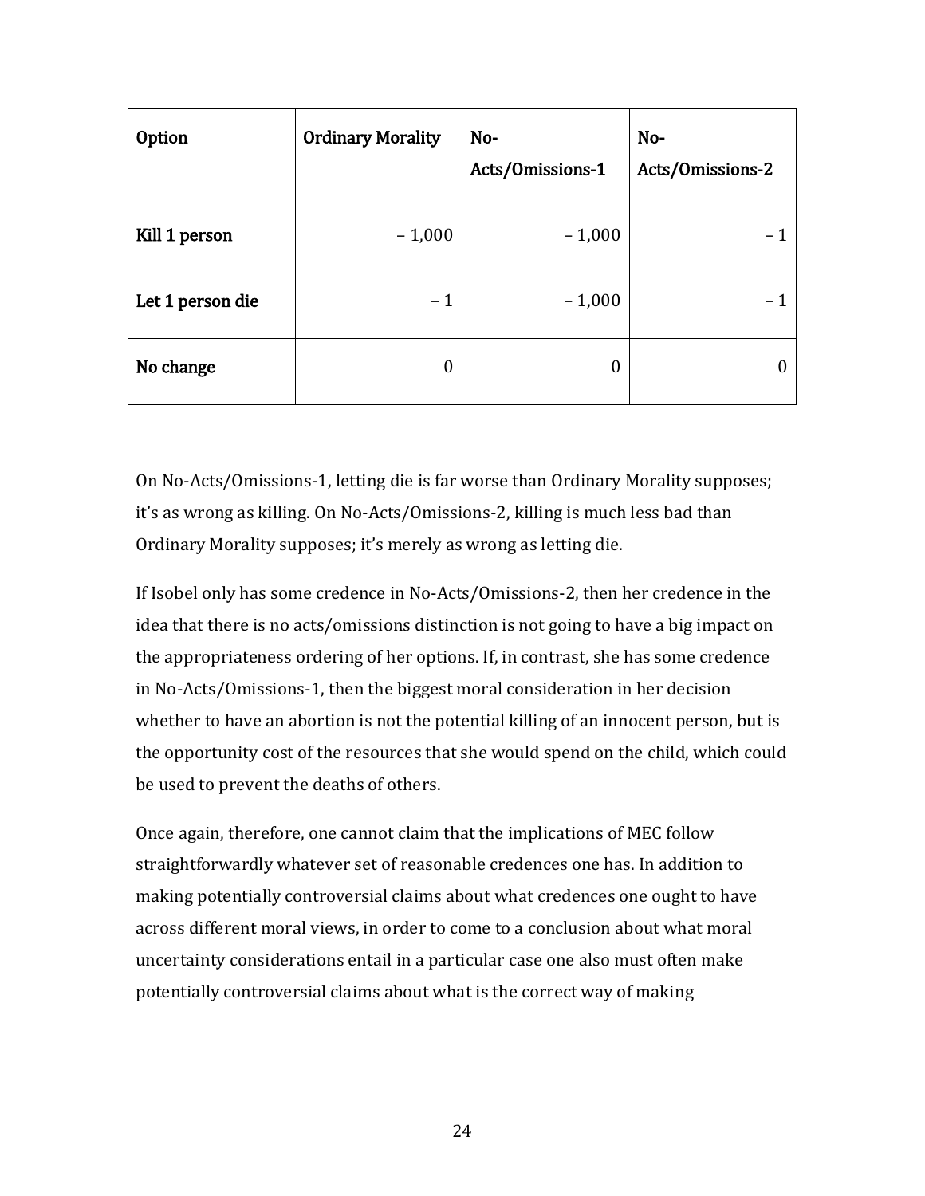| Option | Ordinary Morality | No-Acts/Omissions-1 | No-Acts/Omissions-2 |
|---|---|---|---|
| **Kill 1 person** | – 1,000 | – 1,000 | – 1 |
| **Let 1 person die** | – 1 | – 1,000 | – 1 |
| **No change** | 0 | 0 | 0 |

On No-Acts/Omissions-1, letting die is far worse than Ordinary Morality supposes; it's as wrong as killing. On No-Acts/Omissions-2, killing is much less bad than Ordinary Morality supposes; it's merely as wrong as letting die.

If Isobel only has some credence in No-Acts/Omissions-2, then her credence in the idea that there is no acts/omissions distinction is not going to have a big impact on the appropriateness ordering of her options. If, in contrast, she has some credence in No-Acts/Omissions-1, then the biggest moral consideration in her decision whether to have an abortion is not the potential killing of an innocent person, but is the opportunity cost of the resources that she would spend on the child, which could be used to prevent the deaths of others.

Once again, therefore, one cannot claim that the implications of MEC follow straightforwardly whatever set of reasonable credences one has. In addition to making potentially controversial claims about what credences one ought to have across different moral views, in order to come to a conclusion about what moral uncertainty considerations entail in a particular case one also must often make potentially controversial claims about what is the correct way of making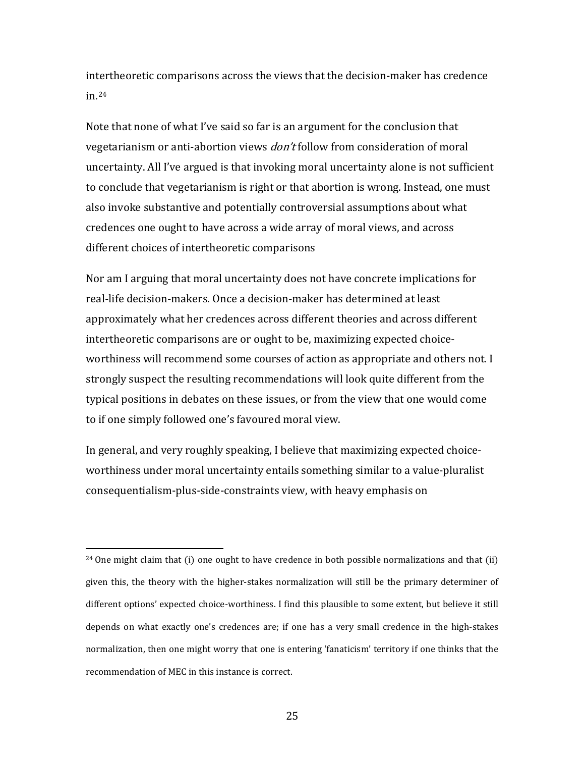intertheoretic comparisons across the views that the decision-maker has credence in.[24]

Note that none of what I've said so far is an argument for the conclusion that vegetarianism or anti-abortion views *don't* follow from consideration of moral uncertainty. All I've argued is that invoking moral uncertainty alone is not sufficient to conclude that vegetarianism is right or that abortion is wrong. Instead, one must also invoke substantive and potentially controversial assumptions about what credences one ought to have across a wide array of moral views, and across different choices of intertheoretic comparisons

Nor am I arguing that moral uncertainty does not have concrete implications for real-life decision-makers. Once a decision-maker has determined at least approximately what her credences across different theories and across different intertheoretic comparisons are or ought to be, maximizing expected choice-worthiness will recommend some courses of action as appropriate and others not. I strongly suspect the resulting recommendations will look quite different from the typical positions in debates on these issues, or from the view that one would come to if one simply followed one's favoured moral view.

In general, and very roughly speaking, I believe that maximizing expected choice-worthiness under moral uncertainty entails something similar to a value-pluralist consequentialism-plus-side-constraints view, with heavy emphasis on

---

[24] One might claim that (i) one ought to have credence in both possible normalizations and that (ii) given this, the theory with the higher-stakes normalization will still be the primary determiner of different options' expected choice-worthiness. I find this plausible to some extent, but believe it still depends on what exactly one's credences are; if one has a very small credence in the high-stakes normalization, then one might worry that one is entering 'fanaticism' territory if one thinks that the recommendation of MEC in this instance is correct.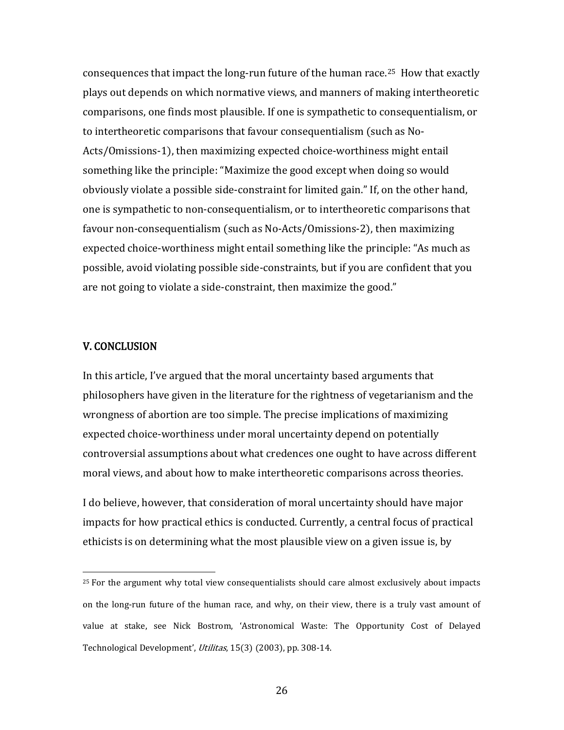consequences that impact the long-run future of the human race.[25] How that exactly plays out depends on which normative views, and manners of making intertheoretic comparisons, one finds most plausible. If one is sympathetic to consequentialism, or to intertheoretic comparisons that favour consequentialism (such as No-Acts/Omissions-1), then maximizing expected choice-worthiness might entail something like the principle: "Maximize the good except when doing so would obviously violate a possible side-constraint for limited gain." If, on the other hand, one is sympathetic to non-consequentialism, or to intertheoretic comparisons that favour non-consequentialism (such as No-Acts/Omissions-2), then maximizing expected choice-worthiness might entail something like the principle: "As much as possible, avoid violating possible side-constraints, but if you are confident that you are not going to violate a side-constraint, then maximize the good."

## V. CONCLUSION

In this article, I've argued that the moral uncertainty based arguments that philosophers have given in the literature for the rightness of vegetarianism and the wrongness of abortion are too simple. The precise implications of maximizing expected choice-worthiness under moral uncertainty depend on potentially controversial assumptions about what credences one ought to have across different moral views, and about how to make intertheoretic comparisons across theories.

I do believe, however, that consideration of moral uncertainty should have major impacts for how practical ethics is conducted. Currently, a central focus of practical ethicists is on determining what the most plausible view on a given issue is, by

---

[25] For the argument why total view consequentialists should care almost exclusively about impacts on the long-run future of the human race, and why, on their view, there is a truly vast amount of value at stake, see Nick Bostrom, 'Astronomical Waste: The Opportunity Cost of Delayed Technological Development', *Utilitas*, 15(3) (2003), pp. 308-14.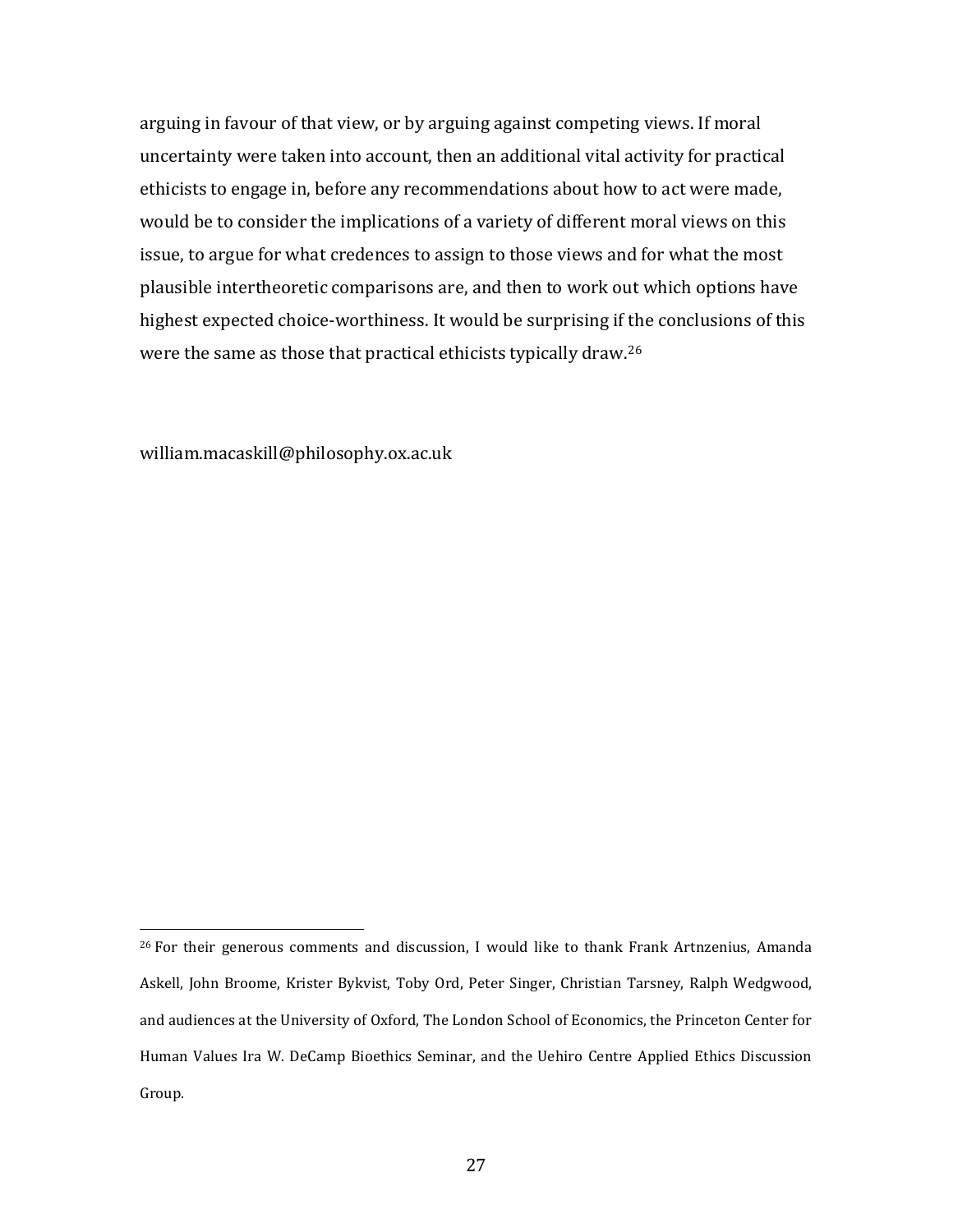arguing in favour of that view, or by arguing against competing views. If moral uncertainty were taken into account, then an additional vital activity for practical ethicists to engage in, before any recommendations about how to act were made, would be to consider the implications of a variety of different moral views on this issue, to argue for what credences to assign to those views and for what the most plausible intertheoretic comparisons are, and then to work out which options have highest expected choice-worthiness. It would be surprising if the conclusions of this were the same as those that practical ethicists typically draw.[26]

william.macaskill@philosophy.ox.ac.uk

[26] For their generous comments and discussion, I would like to thank Frank Artnzenius, Amanda Askell, John Broome, Krister Bykvist, Toby Ord, Peter Singer, Christian Tarsney, Ralph Wedgwood, and audiences at the University of Oxford, The London School of Economics, the Princeton Center for Human Values Ira W. DeCamp Bioethics Seminar, and the Uehiro Centre Applied Ethics Discussion Group.